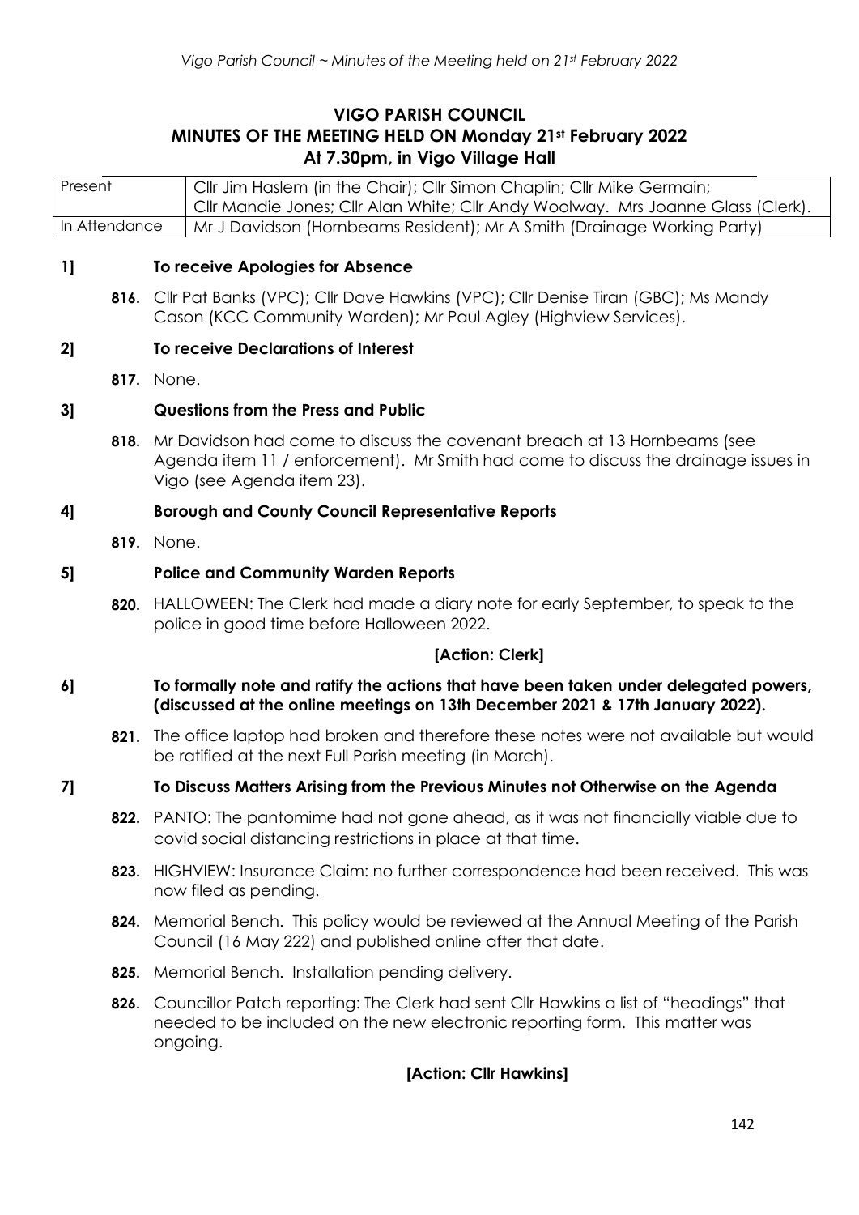# VIGO PARISH COUNCIL
## MINUTES OF THE MEETING HELD ON Monday 21st February 2022
## At 7.30pm, in Vigo Village Hall

| Present | Cllr Jim Haslem (in the Chair); Cllr Simon Chaplin; Cllr Mike Germain; Cllr Mandie Jones; Cllr Alan White; Cllr Andy Woolway. Mrs Joanne Glass (Clerk). |
|---|---|
| In Attendance | Mr J Davidson (Hornbeams Resident); Mr A Smith (Drainage Working Party) |

### 1] To receive Apologies for Absence

**816.** Cllr Pat Banks (VPC); Cllr Dave Hawkins (VPC); Cllr Denise Tiran (GBC); Ms Mandy Cason (KCC Community Warden); Mr Paul Agley (Highview Services).

### 2] To receive Declarations of Interest

**817.** None.

### 3] Questions from the Press and Public

**818.** Mr Davidson had come to discuss the covenant breach at 13 Hornbeams (see Agenda item 11 / enforcement). Mr Smith had come to discuss the drainage issues in Vigo (see Agenda item 23).

### 4] Borough and County Council Representative Reports

**819.** None.

### 5] Police and Community Warden Reports

**820.** HALLOWEEN: The Clerk had made a diary note for early September, to speak to the police in good time before Halloween 2022.

**[Action: Clerk]**

### 6] To formally note and ratify the actions that have been taken under delegated powers, (discussed at the online meetings on 13th December 2021 & 17th January 2022).

**821.** The office laptop had broken and therefore these notes were not available but would be ratified at the next Full Parish meeting (in March).

### 7] To Discuss Matters Arising from the Previous Minutes not Otherwise on the Agenda

**822.** PANTO: The pantomime had not gone ahead, as it was not financially viable due to covid social distancing restrictions in place at that time.

**823.** HIGHVIEW: Insurance Claim: no further correspondence had been received. This was now filed as pending.

**824.** Memorial Bench. This policy would be reviewed at the Annual Meeting of the Parish Council (16 May 222) and published online after that date.

**825.** Memorial Bench. Installation pending delivery.

**826.** Councillor Patch reporting: The Clerk had sent Cllr Hawkins a list of "headings" that needed to be included on the new electronic reporting form. This matter was ongoing.

**[Action: Cllr Hawkins]**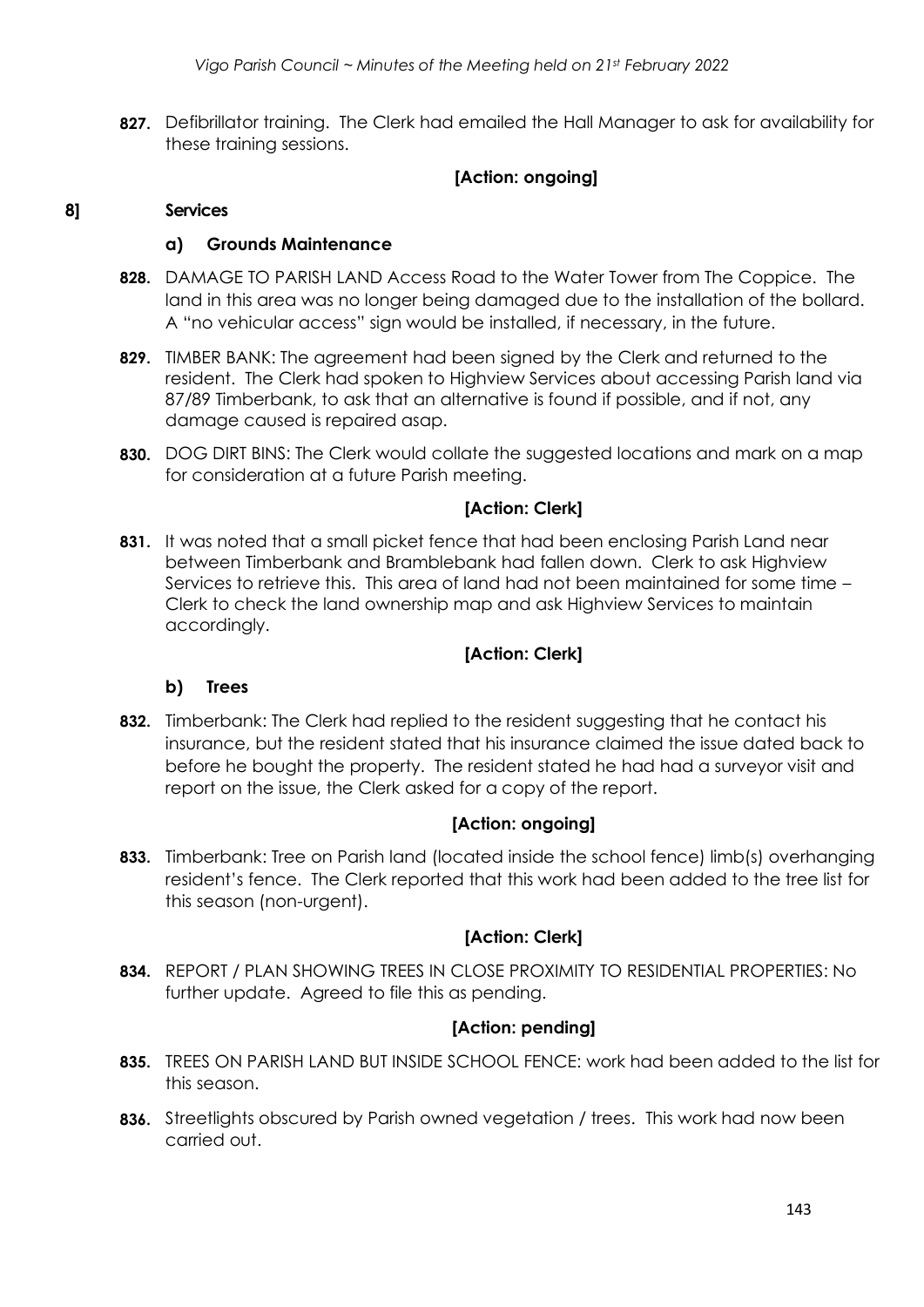**827.** Defibrillator training. The Clerk had emailed the Hall Manager to ask for availability for these training sessions.

**[Action: ongoing]**

## 8] Services

### a) Grounds Maintenance

**828.** DAMAGE TO PARISH LAND Access Road to the Water Tower from The Coppice. The land in this area was no longer being damaged due to the installation of the bollard. A "no vehicular access" sign would be installed, if necessary, in the future.

**829.** TIMBER BANK: The agreement had been signed by the Clerk and returned to the resident. The Clerk had spoken to Highview Services about accessing Parish land via 87/89 Timberbank, to ask that an alternative is found if possible, and if not, any damage caused is repaired asap.

**830.** DOG DIRT BINS: The Clerk would collate the suggested locations and mark on a map for consideration at a future Parish meeting.

**[Action: Clerk]**

**831.** It was noted that a small picket fence that had been enclosing Parish Land near between Timberbank and Bramblebank had fallen down. Clerk to ask Highview Services to retrieve this. This area of land had not been maintained for some time – Clerk to check the land ownership map and ask Highview Services to maintain accordingly.

**[Action: Clerk]**

### b) Trees

**832.** Timberbank: The Clerk had replied to the resident suggesting that he contact his insurance, but the resident stated that his insurance claimed the issue dated back to before he bought the property. The resident stated he had had a surveyor visit and report on the issue, the Clerk asked for a copy of the report.

**[Action: ongoing]**

**833.** Timberbank: Tree on Parish land (located inside the school fence) limb(s) overhanging resident's fence. The Clerk reported that this work had been added to the tree list for this season (non-urgent).

**[Action: Clerk]**

**834.** REPORT / PLAN SHOWING TREES IN CLOSE PROXIMITY TO RESIDENTIAL PROPERTIES: No further update. Agreed to file this as pending.

**[Action: pending]**

**835.** TREES ON PARISH LAND BUT INSIDE SCHOOL FENCE: work had been added to the list for this season.

**836.** Streetlights obscured by Parish owned vegetation / trees. This work had now been carried out.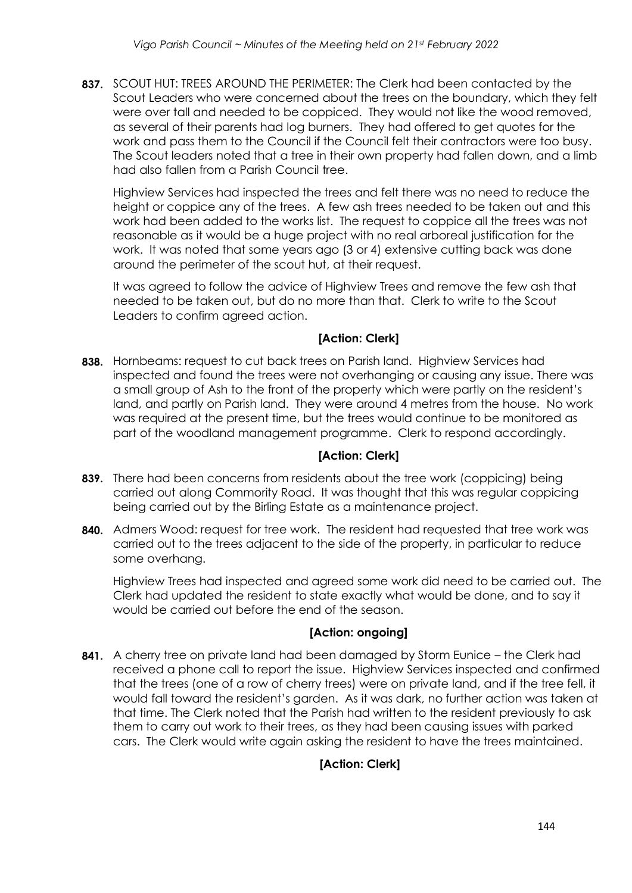**837.** SCOUT HUT: TREES AROUND THE PERIMETER: The Clerk had been contacted by the Scout Leaders who were concerned about the trees on the boundary, which they felt were over tall and needed to be coppiced. They would not like the wood removed, as several of their parents had log burners. They had offered to get quotes for the work and pass them to the Council if the Council felt their contractors were too busy. The Scout leaders noted that a tree in their own property had fallen down, and a limb had also fallen from a Parish Council tree.

Highview Services had inspected the trees and felt there was no need to reduce the height or coppice any of the trees. A few ash trees needed to be taken out and this work had been added to the works list. The request to coppice all the trees was not reasonable as it would be a huge project with no real arboreal justification for the work. It was noted that some years ago (3 or 4) extensive cutting back was done around the perimeter of the scout hut, at their request.

It was agreed to follow the advice of Highview Trees and remove the few ash that needed to be taken out, but do no more than that. Clerk to write to the Scout Leaders to confirm agreed action.

**[Action: Clerk]**

**838.** Hornbeams: request to cut back trees on Parish land. Highview Services had inspected and found the trees were not overhanging or causing any issue. There was a small group of Ash to the front of the property which were partly on the resident's land, and partly on Parish land. They were around 4 metres from the house. No work was required at the present time, but the trees would continue to be monitored as part of the woodland management programme. Clerk to respond accordingly.

**[Action: Clerk]**

**839.** There had been concerns from residents about the tree work (coppicing) being carried out along Commority Road. It was thought that this was regular coppicing being carried out by the Birling Estate as a maintenance project.

**840.** Admers Wood: request for tree work. The resident had requested that tree work was carried out to the trees adjacent to the side of the property, in particular to reduce some overhang.

Highview Trees had inspected and agreed some work did need to be carried out. The Clerk had updated the resident to state exactly what would be done, and to say it would be carried out before the end of the season.

**[Action: ongoing]**

**841.** A cherry tree on private land had been damaged by Storm Eunice – the Clerk had received a phone call to report the issue. Highview Services inspected and confirmed that the trees (one of a row of cherry trees) were on private land, and if the tree fell, it would fall toward the resident's garden. As it was dark, no further action was taken at that time. The Clerk noted that the Parish had written to the resident previously to ask them to carry out work to their trees, as they had been causing issues with parked cars. The Clerk would write again asking the resident to have the trees maintained.

**[Action: Clerk]**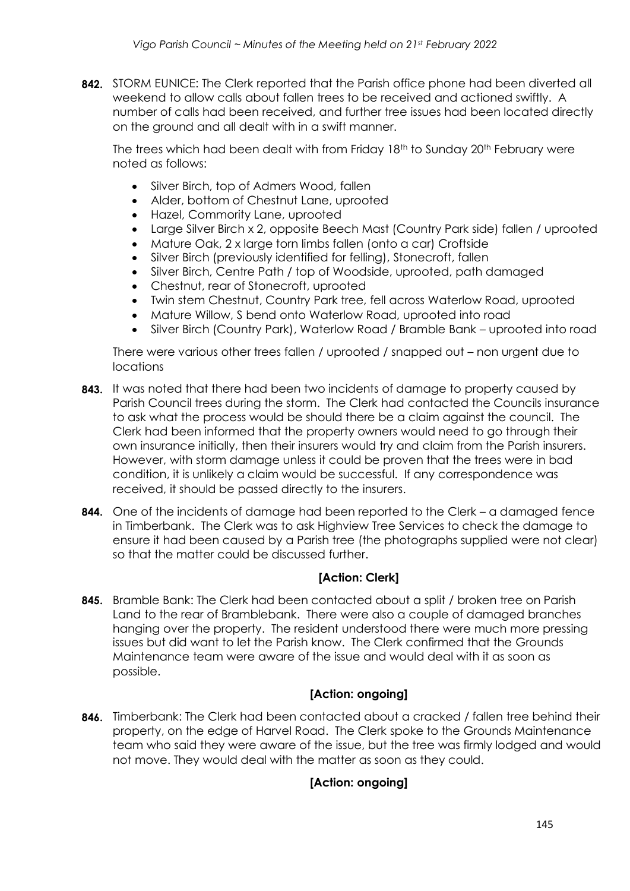**842.** STORM EUNICE: The Clerk reported that the Parish office phone had been diverted all weekend to allow calls about fallen trees to be received and actioned swiftly. A number of calls had been received, and further tree issues had been located directly on the ground and all dealt with in a swift manner.

The trees which had been dealt with from Friday 18th to Sunday 20th February were noted as follows:

- Silver Birch, top of Admers Wood, fallen
- Alder, bottom of Chestnut Lane, uprooted
- Hazel, Commority Lane, uprooted
- Large Silver Birch x 2, opposite Beech Mast (Country Park side) fallen / uprooted
- Mature Oak, 2 x large torn limbs fallen (onto a car) Croftside
- Silver Birch (previously identified for felling), Stonecroft, fallen
- Silver Birch, Centre Path / top of Woodside, uprooted, path damaged
- Chestnut, rear of Stonecroft, uprooted
- Twin stem Chestnut, Country Park tree, fell across Waterlow Road, uprooted
- Mature Willow, S bend onto Waterlow Road, uprooted into road
- Silver Birch (Country Park), Waterlow Road / Bramble Bank – uprooted into road

There were various other trees fallen / uprooted / snapped out – non urgent due to locations

**843.** It was noted that there had been two incidents of damage to property caused by Parish Council trees during the storm. The Clerk had contacted the Councils insurance to ask what the process would be should there be a claim against the council. The Clerk had been informed that the property owners would need to go through their own insurance initially, then their insurers would try and claim from the Parish insurers. However, with storm damage unless it could be proven that the trees were in bad condition, it is unlikely a claim would be successful. If any correspondence was received, it should be passed directly to the insurers.

**844.** One of the incidents of damage had been reported to the Clerk – a damaged fence in Timberbank. The Clerk was to ask Highview Tree Services to check the damage to ensure it had been caused by a Parish tree (the photographs supplied were not clear) so that the matter could be discussed further.

**[Action: Clerk]**

**845.** Bramble Bank: The Clerk had been contacted about a split / broken tree on Parish Land to the rear of Bramblebank. There were also a couple of damaged branches hanging over the property. The resident understood there were much more pressing issues but did want to let the Parish know. The Clerk confirmed that the Grounds Maintenance team were aware of the issue and would deal with it as soon as possible.

**[Action: ongoing]**

**846.** Timberbank: The Clerk had been contacted about a cracked / fallen tree behind their property, on the edge of Harvel Road. The Clerk spoke to the Grounds Maintenance team who said they were aware of the issue, but the tree was firmly lodged and would not move. They would deal with the matter as soon as they could.

**[Action: ongoing]**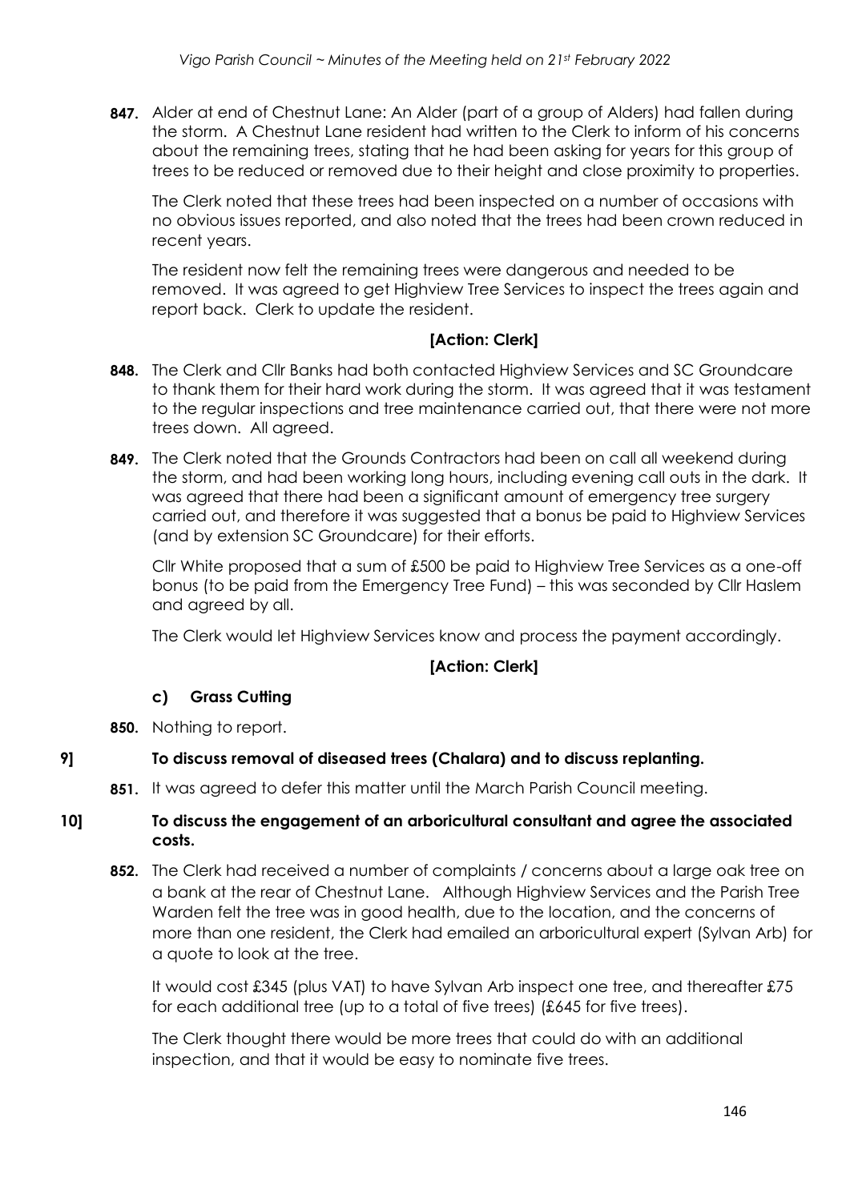**847.** Alder at end of Chestnut Lane: An Alder (part of a group of Alders) had fallen during the storm. A Chestnut Lane resident had written to the Clerk to inform of his concerns about the remaining trees, stating that he had been asking for years for this group of trees to be reduced or removed due to their height and close proximity to properties.

The Clerk noted that these trees had been inspected on a number of occasions with no obvious issues reported, and also noted that the trees had been crown reduced in recent years.

The resident now felt the remaining trees were dangerous and needed to be removed. It was agreed to get Highview Tree Services to inspect the trees again and report back. Clerk to update the resident.

**[Action: Clerk]**

**848.** The Clerk and Cllr Banks had both contacted Highview Services and SC Groundcare to thank them for their hard work during the storm. It was agreed that it was testament to the regular inspections and tree maintenance carried out, that there were not more trees down. All agreed.

**849.** The Clerk noted that the Grounds Contractors had been on call all weekend during the storm, and had been working long hours, including evening call outs in the dark. It was agreed that there had been a significant amount of emergency tree surgery carried out, and therefore it was suggested that a bonus be paid to Highview Services (and by extension SC Groundcare) for their efforts.

Cllr White proposed that a sum of £500 be paid to Highview Tree Services as a one-off bonus (to be paid from the Emergency Tree Fund) – this was seconded by Cllr Haslem and agreed by all.

The Clerk would let Highview Services know and process the payment accordingly.

**[Action: Clerk]**

### c) Grass Cutting

**850.** Nothing to report.

## 9] To discuss removal of diseased trees (Chalara) and to discuss replanting.

**851.** It was agreed to defer this matter until the March Parish Council meeting.

## 10] To discuss the engagement of an arboricultural consultant and agree the associated costs.

**852.** The Clerk had received a number of complaints / concerns about a large oak tree on a bank at the rear of Chestnut Lane. Although Highview Services and the Parish Tree Warden felt the tree was in good health, due to the location, and the concerns of more than one resident, the Clerk had emailed an arboricultural expert (Sylvan Arb) for a quote to look at the tree.

It would cost £345 (plus VAT) to have Sylvan Arb inspect one tree, and thereafter £75 for each additional tree (up to a total of five trees) (£645 for five trees).

The Clerk thought there would be more trees that could do with an additional inspection, and that it would be easy to nominate five trees.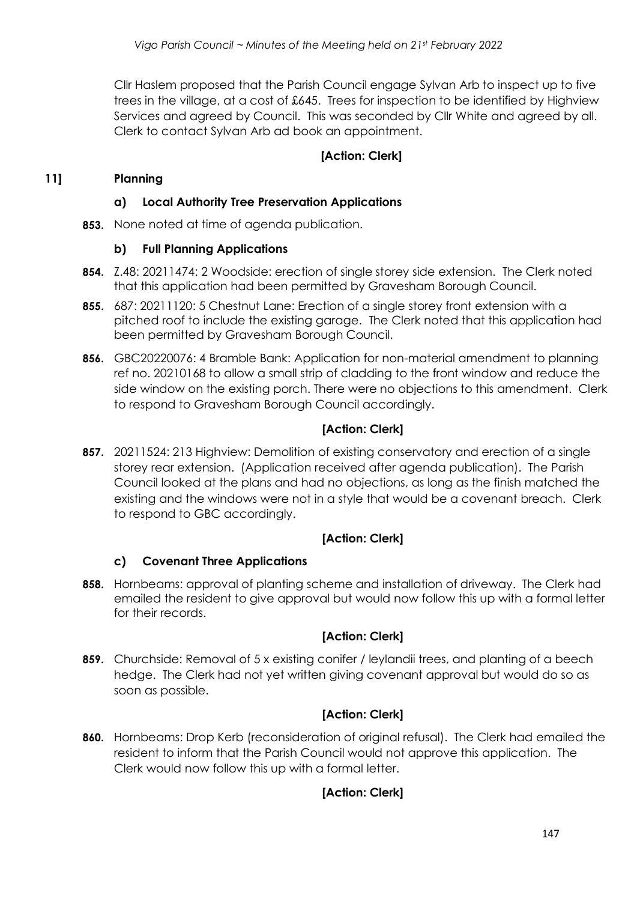Cllr Haslem proposed that the Parish Council engage Sylvan Arb to inspect up to five trees in the village, at a cost of £645. Trees for inspection to be identified by Highview Services and agreed by Council. This was seconded by Cllr White and agreed by all. Clerk to contact Sylvan Arb ad book an appointment.

**[Action: Clerk]**

## 11] Planning

### a) Local Authority Tree Preservation Applications

**853.** None noted at time of agenda publication.

### b) Full Planning Applications

**854.** Z.48: 20211474: 2 Woodside: erection of single storey side extension. The Clerk noted that this application had been permitted by Gravesham Borough Council.

**855.** 687: 20211120: 5 Chestnut Lane: Erection of a single storey front extension with a pitched roof to include the existing garage. The Clerk noted that this application had been permitted by Gravesham Borough Council.

**856.** GBC20220076: 4 Bramble Bank: Application for non-material amendment to planning ref no. 20210168 to allow a small strip of cladding to the front window and reduce the side window on the existing porch. There were no objections to this amendment. Clerk to respond to Gravesham Borough Council accordingly.

**[Action: Clerk]**

**857.** 20211524: 213 Highview: Demolition of existing conservatory and erection of a single storey rear extension. (Application received after agenda publication). The Parish Council looked at the plans and had no objections, as long as the finish matched the existing and the windows were not in a style that would be a covenant breach. Clerk to respond to GBC accordingly.

**[Action: Clerk]**

### c) Covenant Three Applications

**858.** Hornbeams: approval of planting scheme and installation of driveway. The Clerk had emailed the resident to give approval but would now follow this up with a formal letter for their records.

**[Action: Clerk]**

**859.** Churchside: Removal of 5 x existing conifer / leylandii trees, and planting of a beech hedge. The Clerk had not yet written giving covenant approval but would do so as soon as possible.

**[Action: Clerk]**

**860.** Hornbeams: Drop Kerb (reconsideration of original refusal). The Clerk had emailed the resident to inform that the Parish Council would not approve this application. The Clerk would now follow this up with a formal letter.

**[Action: Clerk]**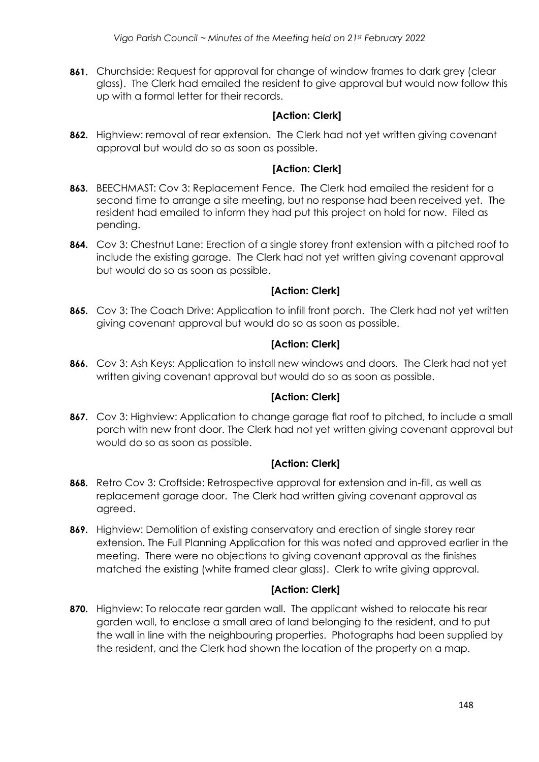**861.** Churchside: Request for approval for change of window frames to dark grey (clear glass). The Clerk had emailed the resident to give approval but would now follow this up with a formal letter for their records.

**[Action: Clerk]**

**862.** Highview: removal of rear extension. The Clerk had not yet written giving covenant approval but would do so as soon as possible.

**[Action: Clerk]**

**863.** BEECHMAST: Cov 3: Replacement Fence. The Clerk had emailed the resident for a second time to arrange a site meeting, but no response had been received yet. The resident had emailed to inform they had put this project on hold for now. Filed as pending.

**864.** Cov 3: Chestnut Lane: Erection of a single storey front extension with a pitched roof to include the existing garage. The Clerk had not yet written giving covenant approval but would do so as soon as possible.

**[Action: Clerk]**

**865.** Cov 3: The Coach Drive: Application to infill front porch. The Clerk had not yet written giving covenant approval but would do so as soon as possible.

**[Action: Clerk]**

**866.** Cov 3: Ash Keys: Application to install new windows and doors. The Clerk had not yet written giving covenant approval but would do so as soon as possible.

**[Action: Clerk]**

**867.** Cov 3: Highview: Application to change garage flat roof to pitched, to include a small porch with new front door. The Clerk had not yet written giving covenant approval but would do so as soon as possible.

**[Action: Clerk]**

**868.** Retro Cov 3: Croftside: Retrospective approval for extension and in-fill, as well as replacement garage door. The Clerk had written giving covenant approval as agreed.

**869.** Highview: Demolition of existing conservatory and erection of single storey rear extension. The Full Planning Application for this was noted and approved earlier in the meeting. There were no objections to giving covenant approval as the finishes matched the existing (white framed clear glass). Clerk to write giving approval.

**[Action: Clerk]**

**870.** Highview: To relocate rear garden wall. The applicant wished to relocate his rear garden wall, to enclose a small area of land belonging to the resident, and to put the wall in line with the neighbouring properties. Photographs had been supplied by the resident, and the Clerk had shown the location of the property on a map.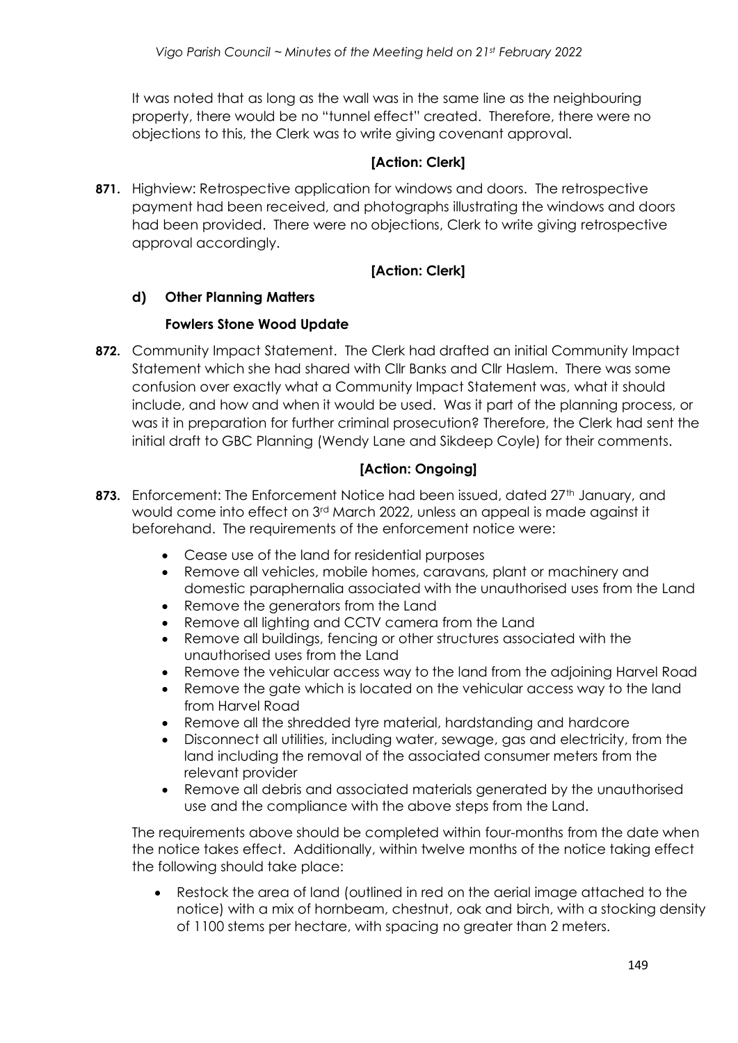It was noted that as long as the wall was in the same line as the neighbouring property, there would be no "tunnel effect" created. Therefore, there were no objections to this, the Clerk was to write giving covenant approval.

**[Action: Clerk]**

**871.** Highview: Retrospective application for windows and doors. The retrospective payment had been received, and photographs illustrating the windows and doors had been provided. There were no objections, Clerk to write giving retrospective approval accordingly.

**[Action: Clerk]**

### d) Other Planning Matters

**Fowlers Stone Wood Update**

**872.** Community Impact Statement. The Clerk had drafted an initial Community Impact Statement which she had shared with Cllr Banks and Cllr Haslem. There was some confusion over exactly what a Community Impact Statement was, what it should include, and how and when it would be used. Was it part of the planning process, or was it in preparation for further criminal prosecution? Therefore, the Clerk had sent the initial draft to GBC Planning (Wendy Lane and Sikdeep Coyle) for their comments.

**[Action: Ongoing]**

**873.** Enforcement: The Enforcement Notice had been issued, dated 27th January, and would come into effect on 3rd March 2022, unless an appeal is made against it beforehand. The requirements of the enforcement notice were:

- Cease use of the land for residential purposes
- Remove all vehicles, mobile homes, caravans, plant or machinery and domestic paraphernalia associated with the unauthorised uses from the Land
- Remove the generators from the Land
- Remove all lighting and CCTV camera from the Land
- Remove all buildings, fencing or other structures associated with the unauthorised uses from the Land
- Remove the vehicular access way to the land from the adjoining Harvel Road
- Remove the gate which is located on the vehicular access way to the land from Harvel Road
- Remove all the shredded tyre material, hardstanding and hardcore
- Disconnect all utilities, including water, sewage, gas and electricity, from the land including the removal of the associated consumer meters from the relevant provider
- Remove all debris and associated materials generated by the unauthorised use and the compliance with the above steps from the Land.

The requirements above should be completed within four-months from the date when the notice takes effect. Additionally, within twelve months of the notice taking effect the following should take place:

- Restock the area of land (outlined in red on the aerial image attached to the notice) with a mix of hornbeam, chestnut, oak and birch, with a stocking density of 1100 stems per hectare, with spacing no greater than 2 meters.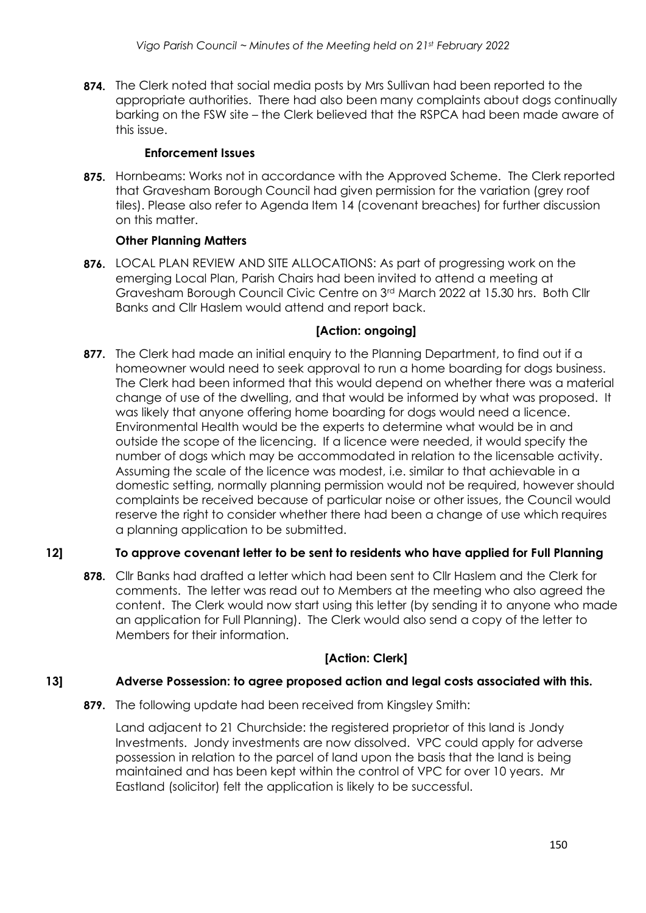**874.** The Clerk noted that social media posts by Mrs Sullivan had been reported to the appropriate authorities. There had also been many complaints about dogs continually barking on the FSW site – the Clerk believed that the RSPCA had been made aware of this issue.

### Enforcement Issues

**875.** Hornbeams: Works not in accordance with the Approved Scheme. The Clerk reported that Gravesham Borough Council had given permission for the variation (grey roof tiles). Please also refer to Agenda Item 14 (covenant breaches) for further discussion on this matter.

### Other Planning Matters

**876.** LOCAL PLAN REVIEW AND SITE ALLOCATIONS: As part of progressing work on the emerging Local Plan, Parish Chairs had been invited to attend a meeting at Gravesham Borough Council Civic Centre on 3rd March 2022 at 15.30 hrs. Both Cllr Banks and Cllr Haslem would attend and report back.

**[Action: ongoing]**

**877.** The Clerk had made an initial enquiry to the Planning Department, to find out if a homeowner would need to seek approval to run a home boarding for dogs business. The Clerk had been informed that this would depend on whether there was a material change of use of the dwelling, and that would be informed by what was proposed. It was likely that anyone offering home boarding for dogs would need a licence. Environmental Health would be the experts to determine what would be in and outside the scope of the licencing. If a licence were needed, it would specify the number of dogs which may be accommodated in relation to the licensable activity. Assuming the scale of the licence was modest, i.e. similar to that achievable in a domestic setting, normally planning permission would not be required, however should complaints be received because of particular noise or other issues, the Council would reserve the right to consider whether there had been a change of use which requires a planning application to be submitted.

## 12] To approve covenant letter to be sent to residents who have applied for Full Planning

**878.** Cllr Banks had drafted a letter which had been sent to Cllr Haslem and the Clerk for comments. The letter was read out to Members at the meeting who also agreed the content. The Clerk would now start using this letter (by sending it to anyone who made an application for Full Planning). The Clerk would also send a copy of the letter to Members for their information.

**[Action: Clerk]**

## 13] Adverse Possession: to agree proposed action and legal costs associated with this.

**879.** The following update had been received from Kingsley Smith:

Land adjacent to 21 Churchside: the registered proprietor of this land is Jondy Investments. Jondy investments are now dissolved. VPC could apply for adverse possession in relation to the parcel of land upon the basis that the land is being maintained and has been kept within the control of VPC for over 10 years. Mr Eastland (solicitor) felt the application is likely to be successful.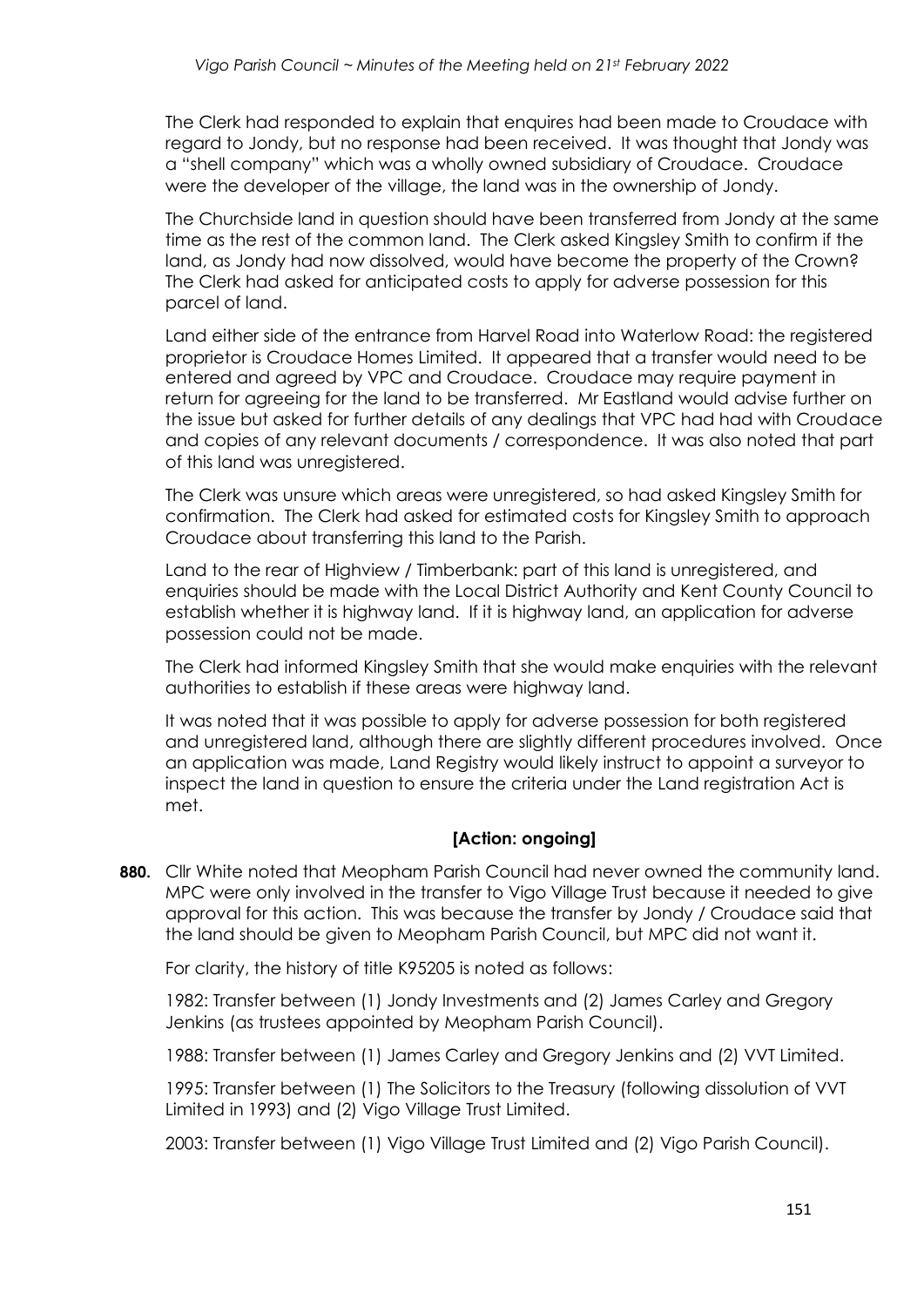The Clerk had responded to explain that enquires had been made to Croudace with regard to Jondy, but no response had been received. It was thought that Jondy was a "shell company" which was a wholly owned subsidiary of Croudace. Croudace were the developer of the village, the land was in the ownership of Jondy.

The Churchside land in question should have been transferred from Jondy at the same time as the rest of the common land. The Clerk asked Kingsley Smith to confirm if the land, as Jondy had now dissolved, would have become the property of the Crown? The Clerk had asked for anticipated costs to apply for adverse possession for this parcel of land.

Land either side of the entrance from Harvel Road into Waterlow Road: the registered proprietor is Croudace Homes Limited. It appeared that a transfer would need to be entered and agreed by VPC and Croudace. Croudace may require payment in return for agreeing for the land to be transferred. Mr Eastland would advise further on the issue but asked for further details of any dealings that VPC had had with Croudace and copies of any relevant documents / correspondence. It was also noted that part of this land was unregistered.

The Clerk was unsure which areas were unregistered, so had asked Kingsley Smith for confirmation. The Clerk had asked for estimated costs for Kingsley Smith to approach Croudace about transferring this land to the Parish.

Land to the rear of Highview / Timberbank: part of this land is unregistered, and enquiries should be made with the Local District Authority and Kent County Council to establish whether it is highway land. If it is highway land, an application for adverse possession could not be made.

The Clerk had informed Kingsley Smith that she would make enquiries with the relevant authorities to establish if these areas were highway land.

It was noted that it was possible to apply for adverse possession for both registered and unregistered land, although there are slightly different procedures involved. Once an application was made, Land Registry would likely instruct to appoint a surveyor to inspect the land in question to ensure the criteria under the Land registration Act is met.

**[Action: ongoing]**

**880.** Cllr White noted that Meopham Parish Council had never owned the community land. MPC were only involved in the transfer to Vigo Village Trust because it needed to give approval for this action. This was because the transfer by Jondy / Croudace said that the land should be given to Meopham Parish Council, but MPC did not want it.

For clarity, the history of title K95205 is noted as follows:

1982: Transfer between (1) Jondy Investments and (2) James Carley and Gregory Jenkins (as trustees appointed by Meopham Parish Council).

1988: Transfer between (1) James Carley and Gregory Jenkins and (2) VVT Limited.

1995: Transfer between (1) The Solicitors to the Treasury (following dissolution of VVT Limited in 1993) and (2) Vigo Village Trust Limited.

2003: Transfer between (1) Vigo Village Trust Limited and (2) Vigo Parish Council).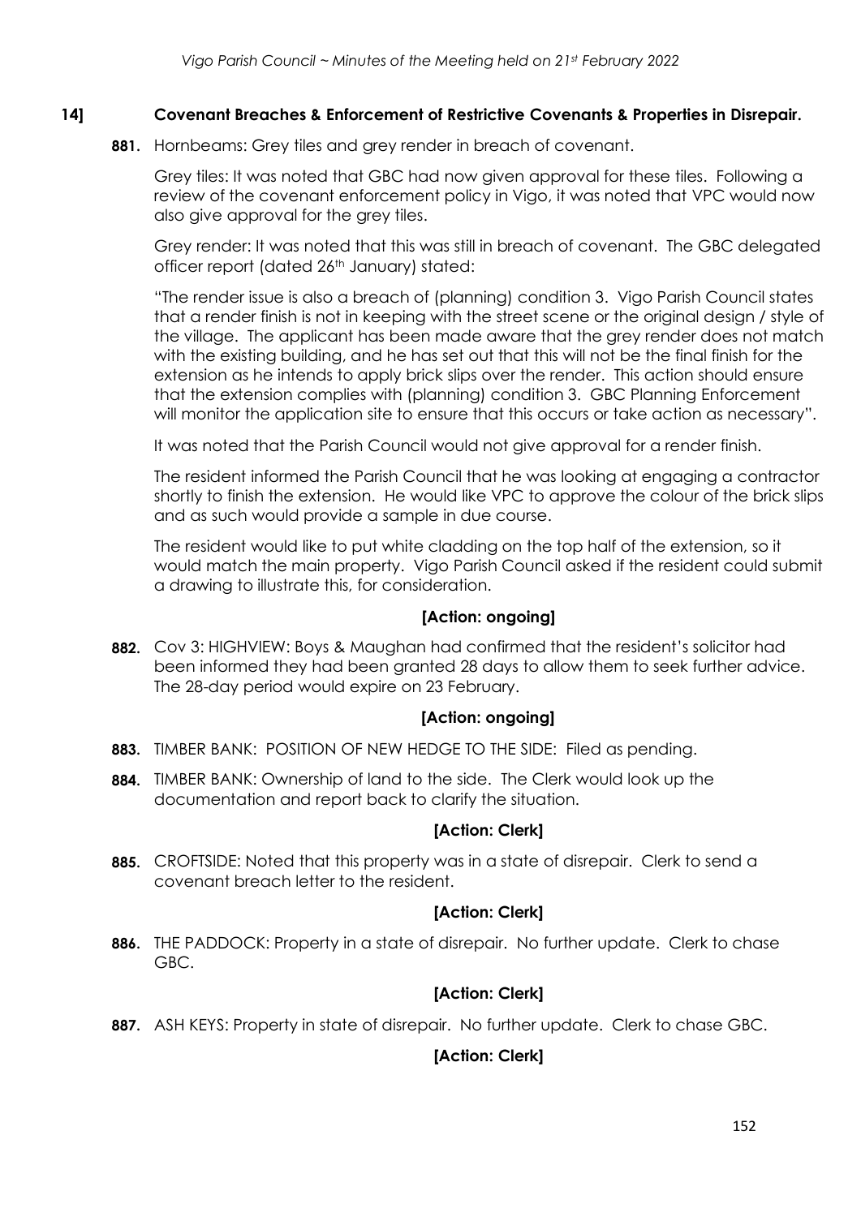## 14] Covenant Breaches & Enforcement of Restrictive Covenants & Properties in Disrepair.

**881.** Hornbeams: Grey tiles and grey render in breach of covenant.

Grey tiles: It was noted that GBC had now given approval for these tiles. Following a review of the covenant enforcement policy in Vigo, it was noted that VPC would now also give approval for the grey tiles.

Grey render: It was noted that this was still in breach of covenant. The GBC delegated officer report (dated 26th January) stated:

"The render issue is also a breach of (planning) condition 3. Vigo Parish Council states that a render finish is not in keeping with the street scene or the original design / style of the village. The applicant has been made aware that the grey render does not match with the existing building, and he has set out that this will not be the final finish for the extension as he intends to apply brick slips over the render. This action should ensure that the extension complies with (planning) condition 3. GBC Planning Enforcement will monitor the application site to ensure that this occurs or take action as necessary".

It was noted that the Parish Council would not give approval for a render finish.

The resident informed the Parish Council that he was looking at engaging a contractor shortly to finish the extension. He would like VPC to approve the colour of the brick slips and as such would provide a sample in due course.

The resident would like to put white cladding on the top half of the extension, so it would match the main property. Vigo Parish Council asked if the resident could submit a drawing to illustrate this, for consideration.

**[Action: ongoing]**

**882.** Cov 3: HIGHVIEW: Boys & Maughan had confirmed that the resident's solicitor had been informed they had been granted 28 days to allow them to seek further advice. The 28-day period would expire on 23 February.

**[Action: ongoing]**

**883.** TIMBER BANK: POSITION OF NEW HEDGE TO THE SIDE: Filed as pending.

**884.** TIMBER BANK: Ownership of land to the side. The Clerk would look up the documentation and report back to clarify the situation.

**[Action: Clerk]**

**885.** CROFTSIDE: Noted that this property was in a state of disrepair. Clerk to send a covenant breach letter to the resident.

**[Action: Clerk]**

**886.** THE PADDOCK: Property in a state of disrepair. No further update. Clerk to chase GBC.

**[Action: Clerk]**

**887.** ASH KEYS: Property in state of disrepair. No further update. Clerk to chase GBC.

**[Action: Clerk]**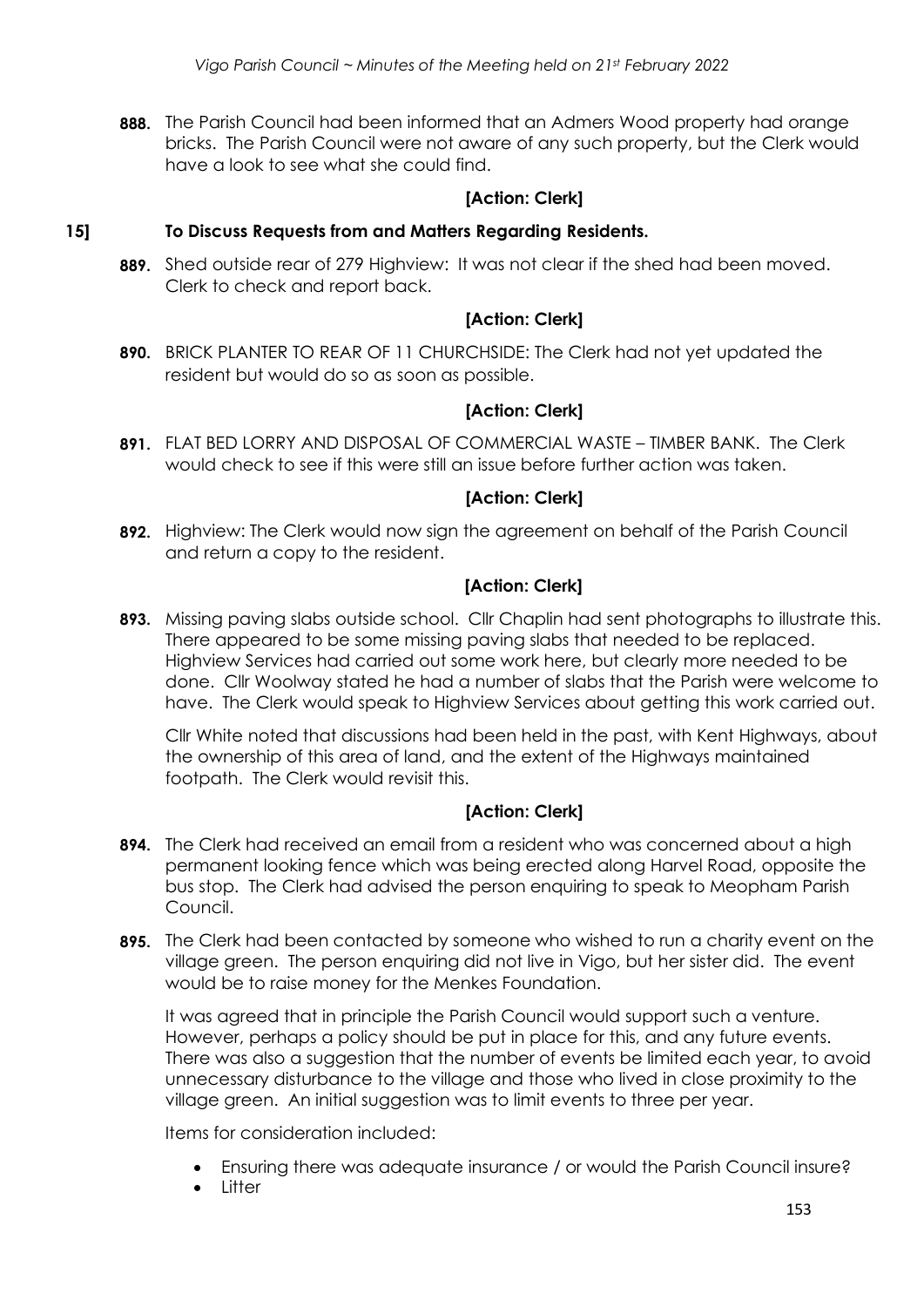**888.** The Parish Council had been informed that an Admers Wood property had orange bricks. The Parish Council were not aware of any such property, but the Clerk would have a look to see what she could find.

**[Action: Clerk]**

## 15] To Discuss Requests from and Matters Regarding Residents.

**889.** Shed outside rear of 279 Highview: It was not clear if the shed had been moved. Clerk to check and report back.

**[Action: Clerk]**

**890.** BRICK PLANTER TO REAR OF 11 CHURCHSIDE: The Clerk had not yet updated the resident but would do so as soon as possible.

**[Action: Clerk]**

**891.** FLAT BED LORRY AND DISPOSAL OF COMMERCIAL WASTE – TIMBER BANK. The Clerk would check to see if this were still an issue before further action was taken.

**[Action: Clerk]**

**892.** Highview: The Clerk would now sign the agreement on behalf of the Parish Council and return a copy to the resident.

**[Action: Clerk]**

**893.** Missing paving slabs outside school. Cllr Chaplin had sent photographs to illustrate this. There appeared to be some missing paving slabs that needed to be replaced. Highview Services had carried out some work here, but clearly more needed to be done. Cllr Woolway stated he had a number of slabs that the Parish were welcome to have. The Clerk would speak to Highview Services about getting this work carried out.

Cllr White noted that discussions had been held in the past, with Kent Highways, about the ownership of this area of land, and the extent of the Highways maintained footpath. The Clerk would revisit this.

**[Action: Clerk]**

**894.** The Clerk had received an email from a resident who was concerned about a high permanent looking fence which was being erected along Harvel Road, opposite the bus stop. The Clerk had advised the person enquiring to speak to Meopham Parish Council.

**895.** The Clerk had been contacted by someone who wished to run a charity event on the village green. The person enquiring did not live in Vigo, but her sister did. The event would be to raise money for the Menkes Foundation.

It was agreed that in principle the Parish Council would support such a venture. However, perhaps a policy should be put in place for this, and any future events. There was also a suggestion that the number of events be limited each year, to avoid unnecessary disturbance to the village and those who lived in close proximity to the village green. An initial suggestion was to limit events to three per year.

Items for consideration included:

- Ensuring there was adequate insurance / or would the Parish Council insure?
- Litter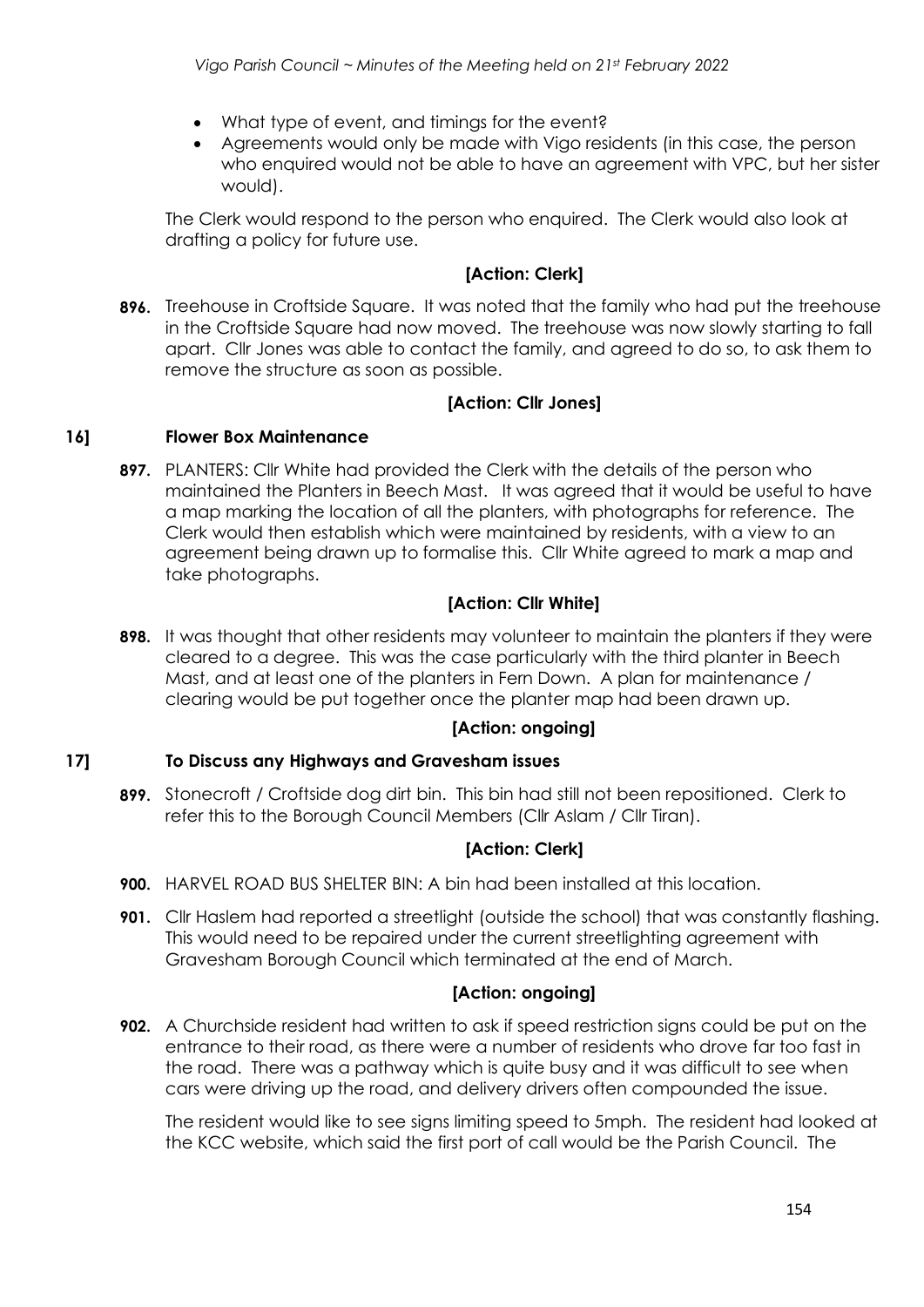- What type of event, and timings for the event?
- Agreements would only be made with Vigo residents (in this case, the person who enquired would not be able to have an agreement with VPC, but her sister would).

The Clerk would respond to the person who enquired. The Clerk would also look at drafting a policy for future use.

**[Action: Clerk]**

**896.** Treehouse in Croftside Square. It was noted that the family who had put the treehouse in the Croftside Square had now moved. The treehouse was now slowly starting to fall apart. Cllr Jones was able to contact the family, and agreed to do so, to ask them to remove the structure as soon as possible.

**[Action: Cllr Jones]**

## 16] Flower Box Maintenance

**897.** PLANTERS: Cllr White had provided the Clerk with the details of the person who maintained the Planters in Beech Mast. It was agreed that it would be useful to have a map marking the location of all the planters, with photographs for reference. The Clerk would then establish which were maintained by residents, with a view to an agreement being drawn up to formalise this. Cllr White agreed to mark a map and take photographs.

**[Action: Cllr White]**

**898.** It was thought that other residents may volunteer to maintain the planters if they were cleared to a degree. This was the case particularly with the third planter in Beech Mast, and at least one of the planters in Fern Down. A plan for maintenance / clearing would be put together once the planter map had been drawn up.

**[Action: ongoing]**

## 17] To Discuss any Highways and Gravesham issues

**899.** Stonecroft / Croftside dog dirt bin. This bin had still not been repositioned. Clerk to refer this to the Borough Council Members (Cllr Aslam / Cllr Tiran).

**[Action: Clerk]**

**900.** HARVEL ROAD BUS SHELTER BIN: A bin had been installed at this location.

**901.** Cllr Haslem had reported a streetlight (outside the school) that was constantly flashing. This would need to be repaired under the current streetlighting agreement with Gravesham Borough Council which terminated at the end of March.

**[Action: ongoing]**

**902.** A Churchside resident had written to ask if speed restriction signs could be put on the entrance to their road, as there were a number of residents who drove far too fast in the road. There was a pathway which is quite busy and it was difficult to see when cars were driving up the road, and delivery drivers often compounded the issue.

The resident would like to see signs limiting speed to 5mph. The resident had looked at the KCC website, which said the first port of call would be the Parish Council. The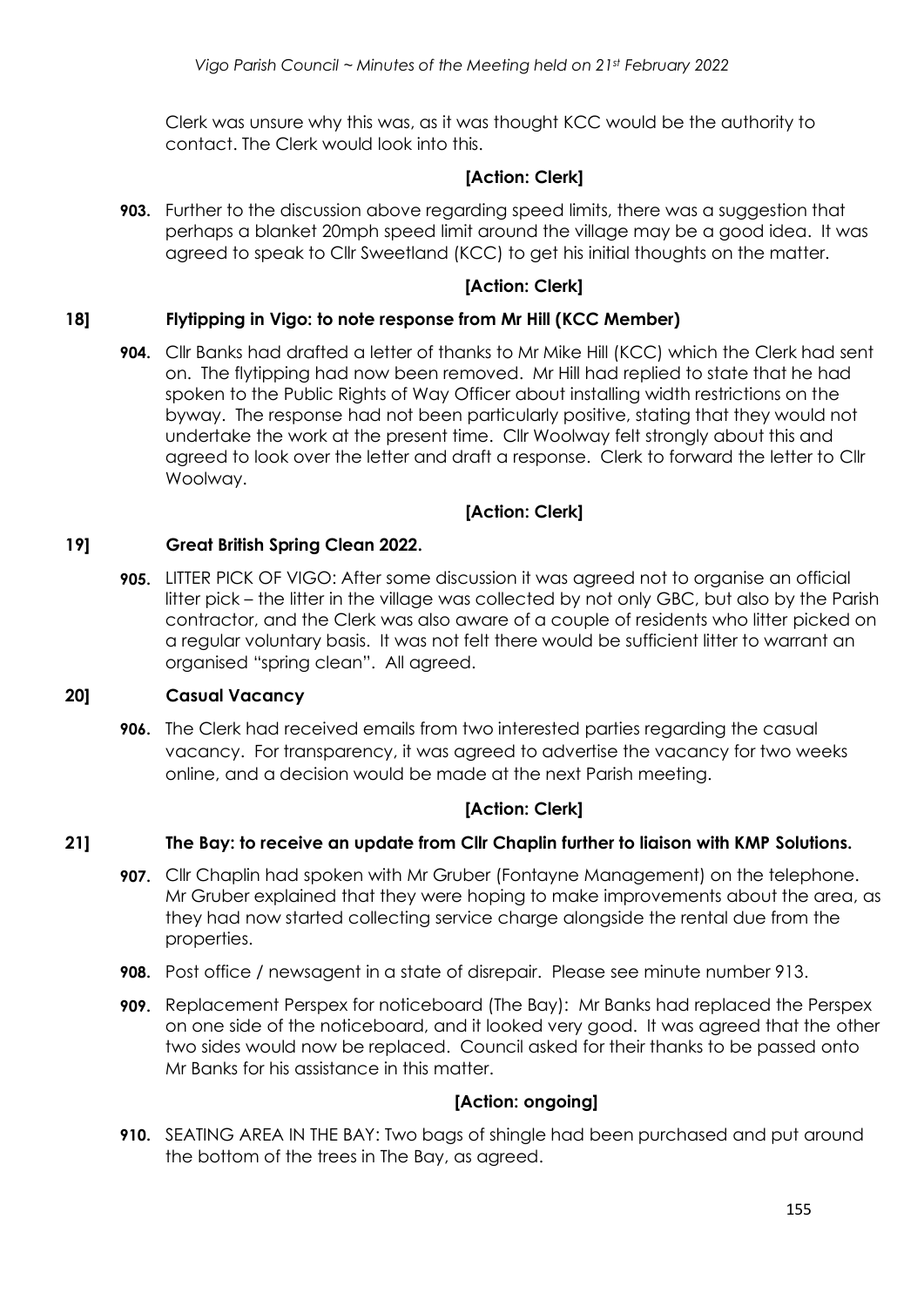Clerk was unsure why this was, as it was thought KCC would be the authority to contact. The Clerk would look into this.

**[Action: Clerk]**

**903.** Further to the discussion above regarding speed limits, there was a suggestion that perhaps a blanket 20mph speed limit around the village may be a good idea. It was agreed to speak to Cllr Sweetland (KCC) to get his initial thoughts on the matter.

**[Action: Clerk]**

## 18] Flytipping in Vigo: to note response from Mr Hill (KCC Member)

**904.** Cllr Banks had drafted a letter of thanks to Mr Mike Hill (KCC) which the Clerk had sent on. The flytipping had now been removed. Mr Hill had replied to state that he had spoken to the Public Rights of Way Officer about installing width restrictions on the byway. The response had not been particularly positive, stating that they would not undertake the work at the present time. Cllr Woolway felt strongly about this and agreed to look over the letter and draft a response. Clerk to forward the letter to Cllr Woolway.

**[Action: Clerk]**

## 19] Great British Spring Clean 2022.

**905.** LITTER PICK OF VIGO: After some discussion it was agreed not to organise an official litter pick – the litter in the village was collected by not only GBC, but also by the Parish contractor, and the Clerk was also aware of a couple of residents who litter picked on a regular voluntary basis. It was not felt there would be sufficient litter to warrant an organised "spring clean". All agreed.

## 20] Casual Vacancy

**906.** The Clerk had received emails from two interested parties regarding the casual vacancy. For transparency, it was agreed to advertise the vacancy for two weeks online, and a decision would be made at the next Parish meeting.

**[Action: Clerk]**

## 21] The Bay: to receive an update from Cllr Chaplin further to liaison with KMP Solutions.

**907.** Cllr Chaplin had spoken with Mr Gruber (Fontayne Management) on the telephone. Mr Gruber explained that they were hoping to make improvements about the area, as they had now started collecting service charge alongside the rental due from the properties.

**908.** Post office / newsagent in a state of disrepair. Please see minute number 913.

**909.** Replacement Perspex for noticeboard (The Bay): Mr Banks had replaced the Perspex on one side of the noticeboard, and it looked very good. It was agreed that the other two sides would now be replaced. Council asked for their thanks to be passed onto Mr Banks for his assistance in this matter.

**[Action: ongoing]**

**910.** SEATING AREA IN THE BAY: Two bags of shingle had been purchased and put around the bottom of the trees in The Bay, as agreed.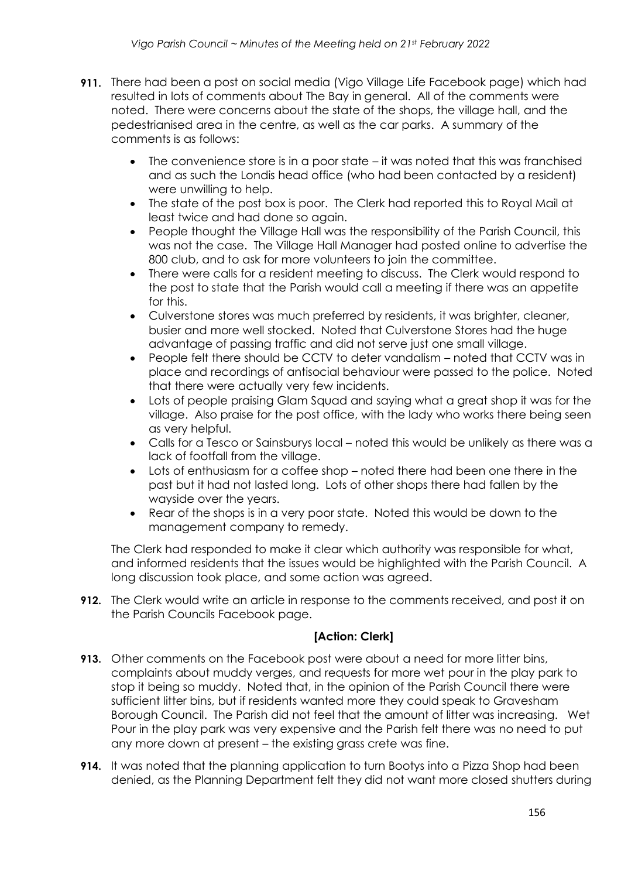**911.** There had been a post on social media (Vigo Village Life Facebook page) which had resulted in lots of comments about The Bay in general. All of the comments were noted. There were concerns about the state of the shops, the village hall, and the pedestrianised area in the centre, as well as the car parks. A summary of the comments is as follows:

- The convenience store is in a poor state – it was noted that this was franchised and as such the Londis head office (who had been contacted by a resident) were unwilling to help.
- The state of the post box is poor. The Clerk had reported this to Royal Mail at least twice and had done so again.
- People thought the Village Hall was the responsibility of the Parish Council, this was not the case. The Village Hall Manager had posted online to advertise the 800 club, and to ask for more volunteers to join the committee.
- There were calls for a resident meeting to discuss. The Clerk would respond to the post to state that the Parish would call a meeting if there was an appetite for this.
- Culverstone stores was much preferred by residents, it was brighter, cleaner, busier and more well stocked. Noted that Culverstone Stores had the huge advantage of passing traffic and did not serve just one small village.
- People felt there should be CCTV to deter vandalism – noted that CCTV was in place and recordings of antisocial behaviour were passed to the police. Noted that there were actually very few incidents.
- Lots of people praising Glam Squad and saying what a great shop it was for the village. Also praise for the post office, with the lady who works there being seen as very helpful.
- Calls for a Tesco or Sainsburys local – noted this would be unlikely as there was a lack of footfall from the village.
- Lots of enthusiasm for a coffee shop – noted there had been one there in the past but it had not lasted long. Lots of other shops there had fallen by the wayside over the years.
- Rear of the shops is in a very poor state. Noted this would be down to the management company to remedy.

The Clerk had responded to make it clear which authority was responsible for what, and informed residents that the issues would be highlighted with the Parish Council. A long discussion took place, and some action was agreed.

**912.** The Clerk would write an article in response to the comments received, and post it on the Parish Councils Facebook page.

**[Action: Clerk]**

**913.** Other comments on the Facebook post were about a need for more litter bins, complaints about muddy verges, and requests for more wet pour in the play park to stop it being so muddy. Noted that, in the opinion of the Parish Council there were sufficient litter bins, but if residents wanted more they could speak to Gravesham Borough Council. The Parish did not feel that the amount of litter was increasing. Wet Pour in the play park was very expensive and the Parish felt there was no need to put any more down at present – the existing grass crete was fine.

**914.** It was noted that the planning application to turn Bootys into a Pizza Shop had been denied, as the Planning Department felt they did not want more closed shutters during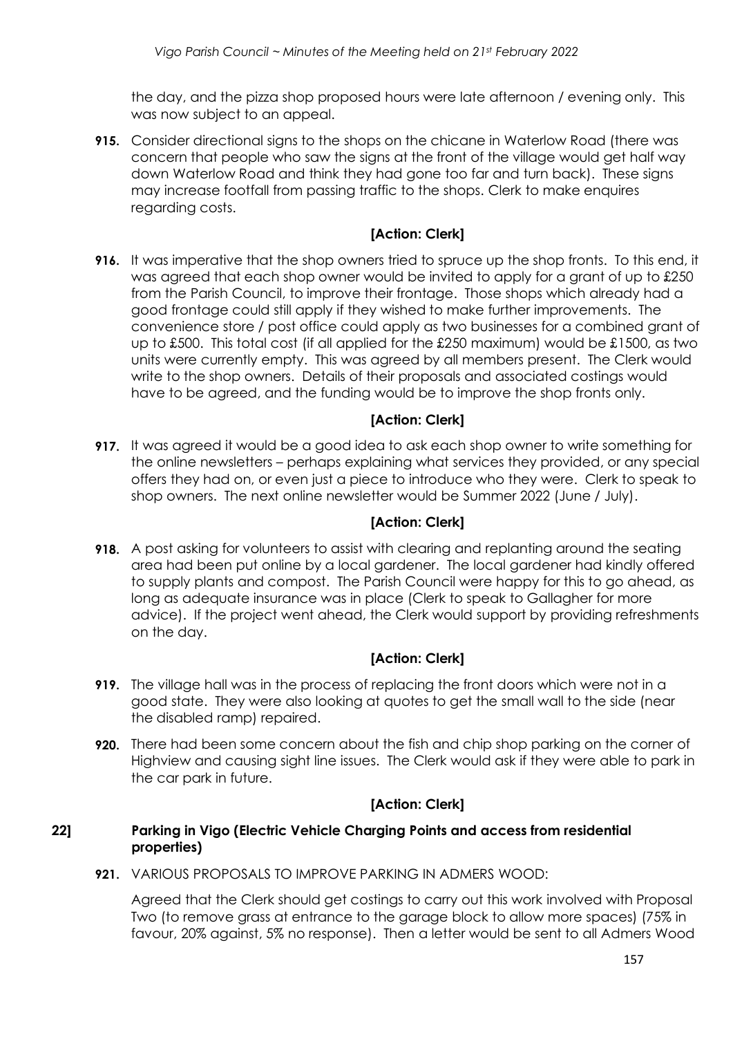the day, and the pizza shop proposed hours were late afternoon / evening only. This was now subject to an appeal.

**915.** Consider directional signs to the shops on the chicane in Waterlow Road (there was concern that people who saw the signs at the front of the village would get half way down Waterlow Road and think they had gone too far and turn back). These signs may increase footfall from passing traffic to the shops. Clerk to make enquires regarding costs.

**[Action: Clerk]**

**916.** It was imperative that the shop owners tried to spruce up the shop fronts. To this end, it was agreed that each shop owner would be invited to apply for a grant of up to £250 from the Parish Council, to improve their frontage. Those shops which already had a good frontage could still apply if they wished to make further improvements. The convenience store / post office could apply as two businesses for a combined grant of up to £500. This total cost (if all applied for the £250 maximum) would be £1500, as two units were currently empty. This was agreed by all members present. The Clerk would write to the shop owners. Details of their proposals and associated costings would have to be agreed, and the funding would be to improve the shop fronts only.

**[Action: Clerk]**

**917.** It was agreed it would be a good idea to ask each shop owner to write something for the online newsletters – perhaps explaining what services they provided, or any special offers they had on, or even just a piece to introduce who they were. Clerk to speak to shop owners. The next online newsletter would be Summer 2022 (June / July).

**[Action: Clerk]**

**918.** A post asking for volunteers to assist with clearing and replanting around the seating area had been put online by a local gardener. The local gardener had kindly offered to supply plants and compost. The Parish Council were happy for this to go ahead, as long as adequate insurance was in place (Clerk to speak to Gallagher for more advice). If the project went ahead, the Clerk would support by providing refreshments on the day.

**[Action: Clerk]**

**919.** The village hall was in the process of replacing the front doors which were not in a good state. They were also looking at quotes to get the small wall to the side (near the disabled ramp) repaired.

**920.** There had been some concern about the fish and chip shop parking on the corner of Highview and causing sight line issues. The Clerk would ask if they were able to park in the car park in future.

**[Action: Clerk]**

**22] Parking in Vigo (Electric Vehicle Charging Points and access from residential properties)**

**921.** VARIOUS PROPOSALS TO IMPROVE PARKING IN ADMERS WOOD:

Agreed that the Clerk should get costings to carry out this work involved with Proposal Two (to remove grass at entrance to the garage block to allow more spaces) (75% in favour, 20% against, 5% no response). Then a letter would be sent to all Admers Wood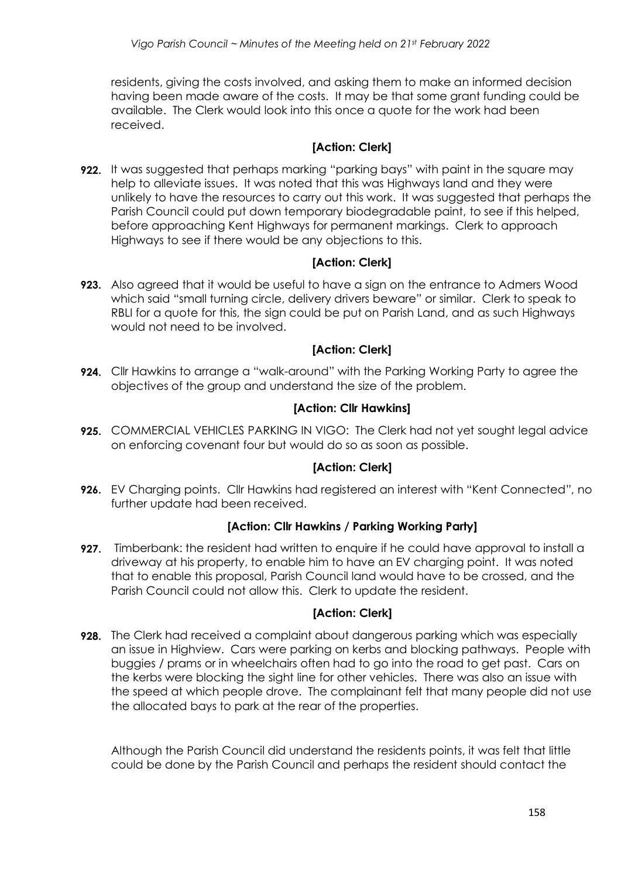residents, giving the costs involved, and asking them to make an informed decision having been made aware of the costs. It may be that some grant funding could be available. The Clerk would look into this once a quote for the work had been received.

**[Action: Clerk]**

**922.** It was suggested that perhaps marking "parking bays" with paint in the square may help to alleviate issues. It was noted that this was Highways land and they were unlikely to have the resources to carry out this work. It was suggested that perhaps the Parish Council could put down temporary biodegradable paint, to see if this helped, before approaching Kent Highways for permanent markings. Clerk to approach Highways to see if there would be any objections to this.

**[Action: Clerk]**

**923.** Also agreed that it would be useful to have a sign on the entrance to Admers Wood which said "small turning circle, delivery drivers beware" or similar. Clerk to speak to RBLI for a quote for this, the sign could be put on Parish Land, and as such Highways would not need to be involved.

**[Action: Clerk]**

**924.** Cllr Hawkins to arrange a "walk-around" with the Parking Working Party to agree the objectives of the group and understand the size of the problem.

**[Action: Cllr Hawkins]**

**925.** COMMERCIAL VEHICLES PARKING IN VIGO: The Clerk had not yet sought legal advice on enforcing covenant four but would do so as soon as possible.

**[Action: Clerk]**

**926.** EV Charging points. Cllr Hawkins had registered an interest with "Kent Connected", no further update had been received.

**[Action: Cllr Hawkins / Parking Working Party]**

**927.** Timberbank: the resident had written to enquire if he could have approval to install a driveway at his property, to enable him to have an EV charging point. It was noted that to enable this proposal, Parish Council land would have to be crossed, and the Parish Council could not allow this. Clerk to update the resident.

**[Action: Clerk]**

**928.** The Clerk had received a complaint about dangerous parking which was especially an issue in Highview. Cars were parking on kerbs and blocking pathways. People with buggies / prams or in wheelchairs often had to go into the road to get past. Cars on the kerbs were blocking the sight line for other vehicles. There was also an issue with the speed at which people drove. The complainant felt that many people did not use the allocated bays to park at the rear of the properties.

Although the Parish Council did understand the residents points, it was felt that little could be done by the Parish Council and perhaps the resident should contact the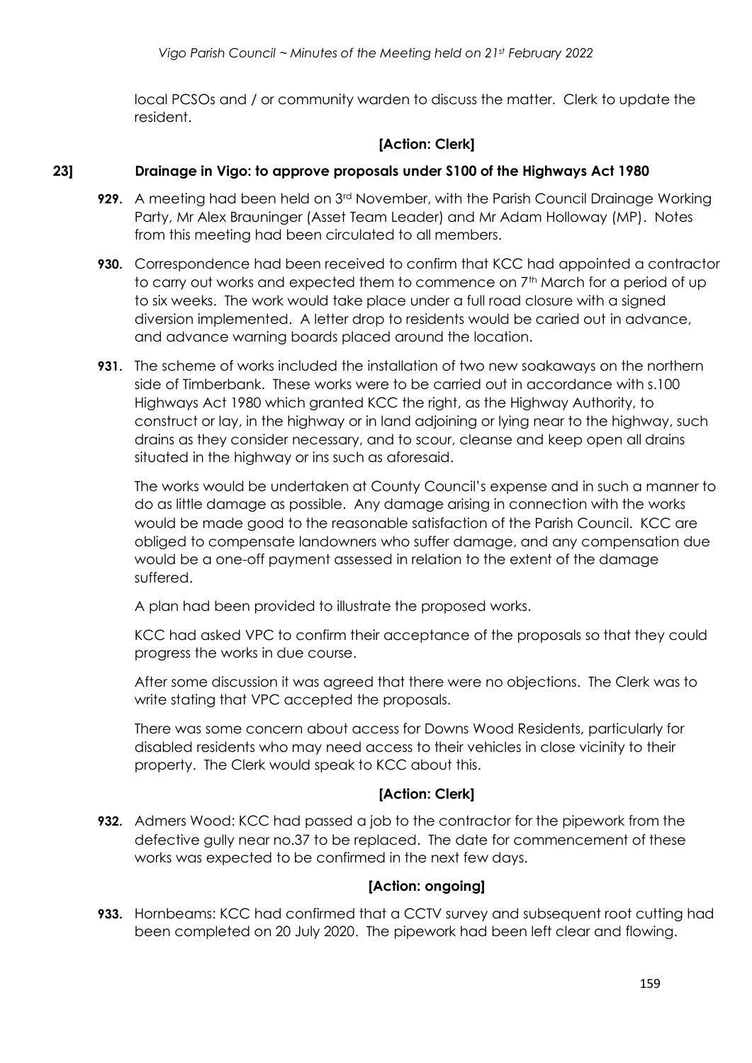local PCSOs and / or community warden to discuss the matter. Clerk to update the resident.

**[Action: Clerk]**

### 23] Drainage in Vigo: to approve proposals under S100 of the Highways Act 1980

**929.** A meeting had been held on 3rd November, with the Parish Council Drainage Working Party, Mr Alex Brauninger (Asset Team Leader) and Mr Adam Holloway (MP). Notes from this meeting had been circulated to all members.

**930.** Correspondence had been received to confirm that KCC had appointed a contractor to carry out works and expected them to commence on 7th March for a period of up to six weeks. The work would take place under a full road closure with a signed diversion implemented. A letter drop to residents would be caried out in advance, and advance warning boards placed around the location.

**931.** The scheme of works included the installation of two new soakaways on the northern side of Timberbank. These works were to be carried out in accordance with s.100 Highways Act 1980 which granted KCC the right, as the Highway Authority, to construct or lay, in the highway or in land adjoining or lying near to the highway, such drains as they consider necessary, and to scour, cleanse and keep open all drains situated in the highway or ins such as aforesaid.

The works would be undertaken at County Council's expense and in such a manner to do as little damage as possible. Any damage arising in connection with the works would be made good to the reasonable satisfaction of the Parish Council. KCC are obliged to compensate landowners who suffer damage, and any compensation due would be a one-off payment assessed in relation to the extent of the damage suffered.

A plan had been provided to illustrate the proposed works.

KCC had asked VPC to confirm their acceptance of the proposals so that they could progress the works in due course.

After some discussion it was agreed that there were no objections. The Clerk was to write stating that VPC accepted the proposals.

There was some concern about access for Downs Wood Residents, particularly for disabled residents who may need access to their vehicles in close vicinity to their property. The Clerk would speak to KCC about this.

**[Action: Clerk]**

**932.** Admers Wood: KCC had passed a job to the contractor for the pipework from the defective gully near no.37 to be replaced. The date for commencement of these works was expected to be confirmed in the next few days.

**[Action: ongoing]**

**933.** Hornbeams: KCC had confirmed that a CCTV survey and subsequent root cutting had been completed on 20 July 2020. The pipework had been left clear and flowing.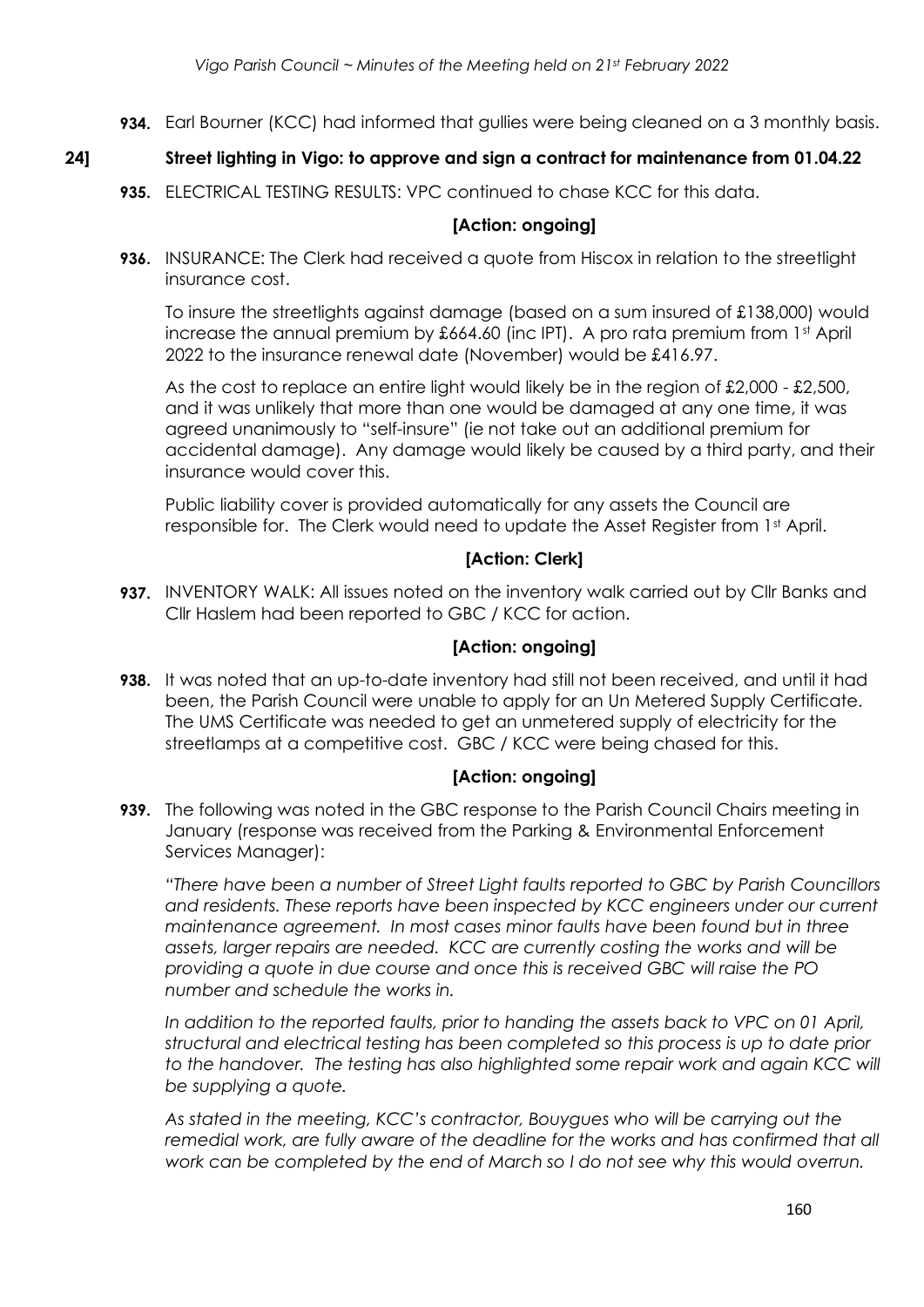**934.** Earl Bourner (KCC) had informed that gullies were being cleaned on a 3 monthly basis.

## 24] Street lighting in Vigo: to approve and sign a contract for maintenance from 01.04.22

**935.** ELECTRICAL TESTING RESULTS: VPC continued to chase KCC for this data.

**[Action: ongoing]**

**936.** INSURANCE: The Clerk had received a quote from Hiscox in relation to the streetlight insurance cost.

To insure the streetlights against damage (based on a sum insured of £138,000) would increase the annual premium by £664.60 (inc IPT). A pro rata premium from 1st April 2022 to the insurance renewal date (November) would be £416.97.

As the cost to replace an entire light would likely be in the region of £2,000 - £2,500, and it was unlikely that more than one would be damaged at any one time, it was agreed unanimously to "self-insure" (ie not take out an additional premium for accidental damage). Any damage would likely be caused by a third party, and their insurance would cover this.

Public liability cover is provided automatically for any assets the Council are responsible for. The Clerk would need to update the Asset Register from 1st April.

**[Action: Clerk]**

**937.** INVENTORY WALK: All issues noted on the inventory walk carried out by Cllr Banks and Cllr Haslem had been reported to GBC / KCC for action.

**[Action: ongoing]**

**938.** It was noted that an up-to-date inventory had still not been received, and until it had been, the Parish Council were unable to apply for an Un Metered Supply Certificate. The UMS Certificate was needed to get an unmetered supply of electricity for the streetlamps at a competitive cost. GBC / KCC were being chased for this.

**[Action: ongoing]**

**939.** The following was noted in the GBC response to the Parish Council Chairs meeting in January (response was received from the Parking & Environmental Enforcement Services Manager):

*"There have been a number of Street Light faults reported to GBC by Parish Councillors and residents. These reports have been inspected by KCC engineers under our current maintenance agreement. In most cases minor faults have been found but in three assets, larger repairs are needed. KCC are currently costing the works and will be providing a quote in due course and once this is received GBC will raise the PO number and schedule the works in.*

*In addition to the reported faults, prior to handing the assets back to VPC on 01 April, structural and electrical testing has been completed so this process is up to date prior to the handover. The testing has also highlighted some repair work and again KCC will be supplying a quote.*

*As stated in the meeting, KCC's contractor, Bouygues who will be carrying out the remedial work, are fully aware of the deadline for the works and has confirmed that all work can be completed by the end of March so I do not see why this would overrun.*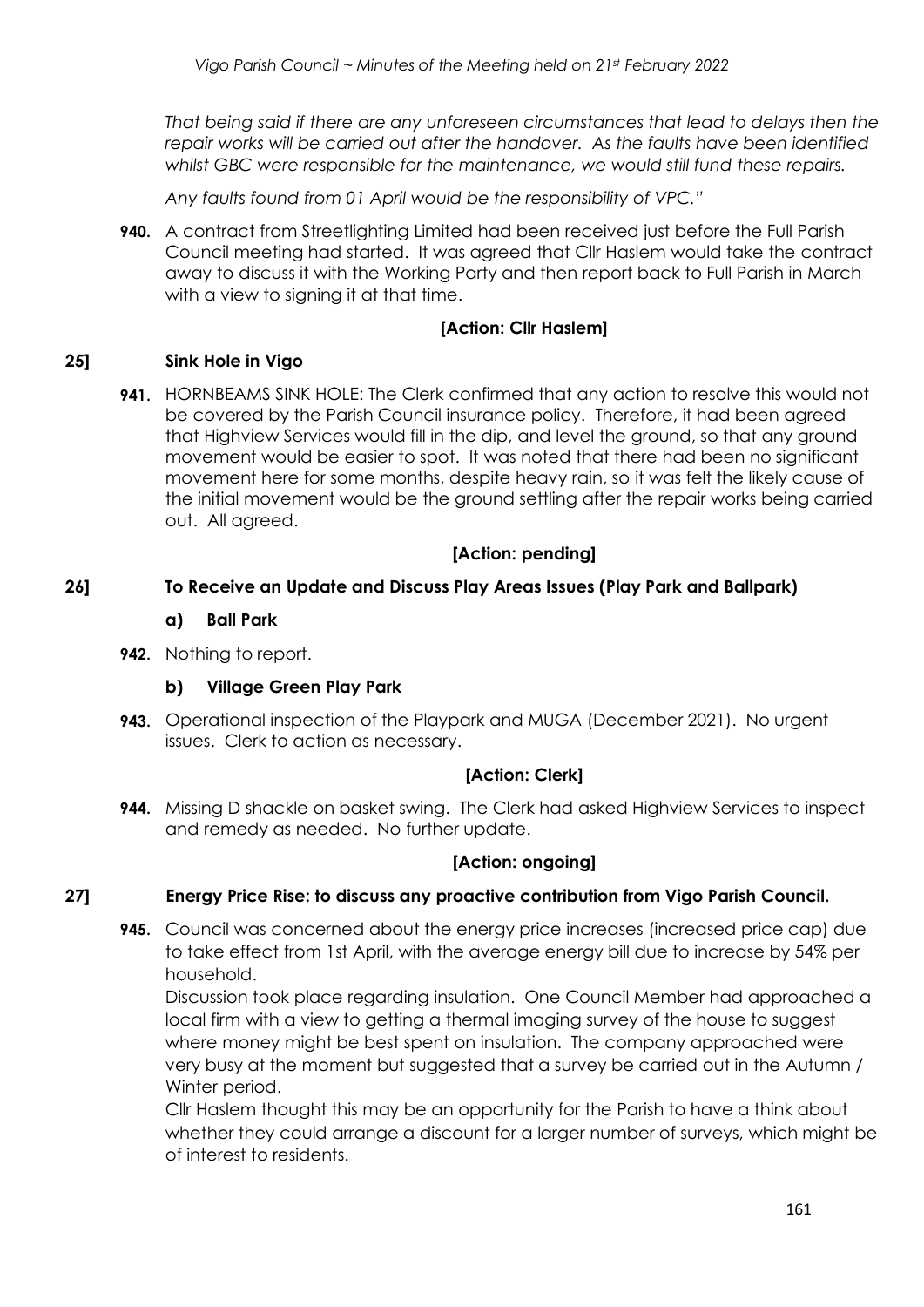*That being said if there are any unforeseen circumstances that lead to delays then the repair works will be carried out after the handover. As the faults have been identified whilst GBC were responsible for the maintenance, we would still fund these repairs.*

*Any faults found from 01 April would be the responsibility of VPC."*

**940.** A contract from Streetlighting Limited had been received just before the Full Parish Council meeting had started. It was agreed that Cllr Haslem would take the contract away to discuss it with the Working Party and then report back to Full Parish in March with a view to signing it at that time.

**[Action: Cllr Haslem]**

## 25] Sink Hole in Vigo

**941.** HORNBEAMS SINK HOLE: The Clerk confirmed that any action to resolve this would not be covered by the Parish Council insurance policy. Therefore, it had been agreed that Highview Services would fill in the dip, and level the ground, so that any ground movement would be easier to spot. It was noted that there had been no significant movement here for some months, despite heavy rain, so it was felt the likely cause of the initial movement would be the ground settling after the repair works being carried out. All agreed.

**[Action: pending]**

## 26] To Receive an Update and Discuss Play Areas Issues (Play Park and Ballpark)

### a) Ball Park

**942.** Nothing to report.

### b) Village Green Play Park

**943.** Operational inspection of the Playpark and MUGA (December 2021). No urgent issues. Clerk to action as necessary.

**[Action: Clerk]**

**944.** Missing D shackle on basket swing. The Clerk had asked Highview Services to inspect and remedy as needed. No further update.

**[Action: ongoing]**

## 27] Energy Price Rise: to discuss any proactive contribution from Vigo Parish Council.

**945.** Council was concerned about the energy price increases (increased price cap) due to take effect from 1st April, with the average energy bill due to increase by 54% per household.

Discussion took place regarding insulation. One Council Member had approached a local firm with a view to getting a thermal imaging survey of the house to suggest where money might be best spent on insulation. The company approached were very busy at the moment but suggested that a survey be carried out in the Autumn / Winter period.

Cllr Haslem thought this may be an opportunity for the Parish to have a think about whether they could arrange a discount for a larger number of surveys, which might be of interest to residents.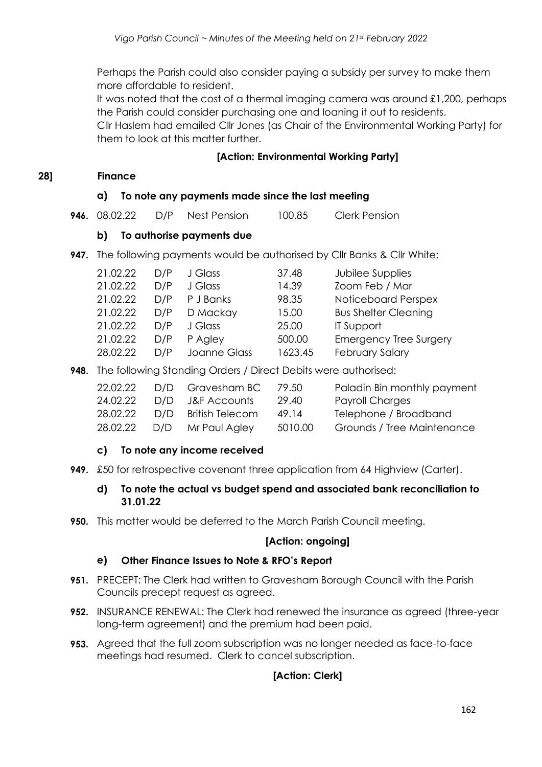Perhaps the Parish could also consider paying a subsidy per survey to make them more affordable to resident.

It was noted that the cost of a thermal imaging camera was around £1,200, perhaps the Parish could consider purchasing one and loaning it out to residents.

Cllr Haslem had emailed Cllr Jones (as Chair of the Environmental Working Party) for them to look at this matter further.

**[Action: Environmental Working Party]**

## 28] Finance

### a) To note any payments made since the last meeting

**946.** 08.02.22 D/P Nest Pension 100.85 Clerk Pension

### b) To authorise payments due

**947.** The following payments would be authorised by Cllr Banks & Cllr White:

| | | | | |
|---|---|---|---|---|
| 21.02.22 | D/P | J Glass | 37.48 | Jubilee Supplies |
| 21.02.22 | D/P | J Glass | 14.39 | Zoom Feb / Mar |
| 21.02.22 | D/P | P J Banks | 98.35 | Noticeboard Perspex |
| 21.02.22 | D/P | D Mackay | 15.00 | Bus Shelter Cleaning |
| 21.02.22 | D/P | J Glass | 25.00 | IT Support |
| 21.02.22 | D/P | P Agley | 500.00 | Emergency Tree Surgery |
| 28.02.22 | D/P | Joanne Glass | 1623.45 | February Salary |

**948.** The following Standing Orders / Direct Debits were authorised:

| | | | | |
|---|---|---|---|---|
| 22.02.22 | D/D | Gravesham BC | 79.50 | Paladin Bin monthly payment |
| 24.02.22 | D/D | J&F Accounts | 29.40 | Payroll Charges |
| 28.02.22 | D/D | British Telecom | 49.14 | Telephone / Broadband |
| 28.02.22 | D/D | Mr Paul Agley | 5010.00 | Grounds / Tree Maintenance |

### c) To note any income received

**949.** £50 for retrospective covenant three application from 64 Highview (Carter).

### d) To note the actual vs budget spend and associated bank reconciliation to 31.01.22

**950.** This matter would be deferred to the March Parish Council meeting.

**[Action: ongoing]**

### e) Other Finance Issues to Note & RFO's Report

**951.** PRECEPT: The Clerk had written to Gravesham Borough Council with the Parish Councils precept request as agreed.

**952.** INSURANCE RENEWAL: The Clerk had renewed the insurance as agreed (three-year long-term agreement) and the premium had been paid.

**953.** Agreed that the full zoom subscription was no longer needed as face-to-face meetings had resumed. Clerk to cancel subscription.

**[Action: Clerk]**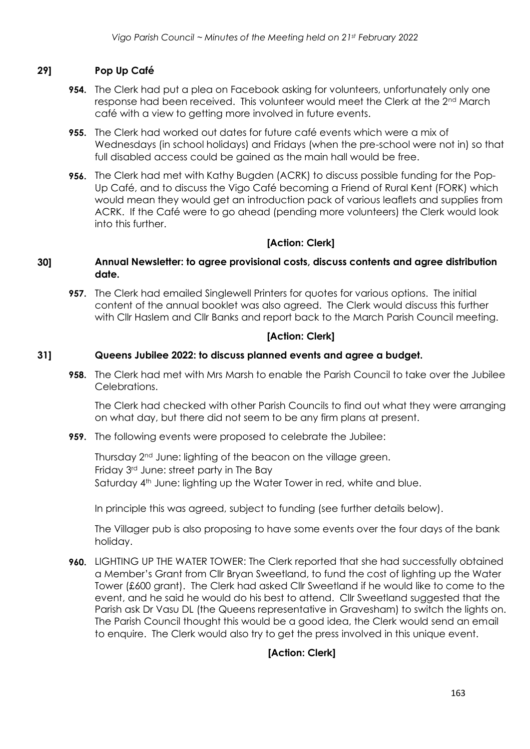## 29] Pop Up Café

**954.** The Clerk had put a plea on Facebook asking for volunteers, unfortunately only one response had been received. This volunteer would meet the Clerk at the 2nd March café with a view to getting more involved in future events.

**955.** The Clerk had worked out dates for future café events which were a mix of Wednesdays (in school holidays) and Fridays (when the pre-school were not in) so that full disabled access could be gained as the main hall would be free.

**956.** The Clerk had met with Kathy Bugden (ACRK) to discuss possible funding for the Pop-Up Café, and to discuss the Vigo Café becoming a Friend of Rural Kent (FORK) which would mean they would get an introduction pack of various leaflets and supplies from ACRK. If the Café were to go ahead (pending more volunteers) the Clerk would look into this further.

**[Action: Clerk]**

## 30] Annual Newsletter: to agree provisional costs, discuss contents and agree distribution date.

**957.** The Clerk had emailed Singlewell Printers for quotes for various options. The initial content of the annual booklet was also agreed. The Clerk would discuss this further with Cllr Haslem and Cllr Banks and report back to the March Parish Council meeting.

**[Action: Clerk]**

## 31] Queens Jubilee 2022: to discuss planned events and agree a budget.

**958.** The Clerk had met with Mrs Marsh to enable the Parish Council to take over the Jubilee Celebrations.

The Clerk had checked with other Parish Councils to find out what they were arranging on what day, but there did not seem to be any firm plans at present.

**959.** The following events were proposed to celebrate the Jubilee:

Thursday 2nd June: lighting of the beacon on the village green.
Friday 3rd June: street party in The Bay
Saturday 4th June: lighting up the Water Tower in red, white and blue.

In principle this was agreed, subject to funding (see further details below).

The Villager pub is also proposing to have some events over the four days of the bank holiday.

**960.** LIGHTING UP THE WATER TOWER: The Clerk reported that she had successfully obtained a Member's Grant from Cllr Bryan Sweetland, to fund the cost of lighting up the Water Tower (£600 grant). The Clerk had asked Cllr Sweetland if he would like to come to the event, and he said he would do his best to attend. Cllr Sweetland suggested that the Parish ask Dr Vasu DL (the Queens representative in Gravesham) to switch the lights on. The Parish Council thought this would be a good idea, the Clerk would send an email to enquire. The Clerk would also try to get the press involved in this unique event.

**[Action: Clerk]**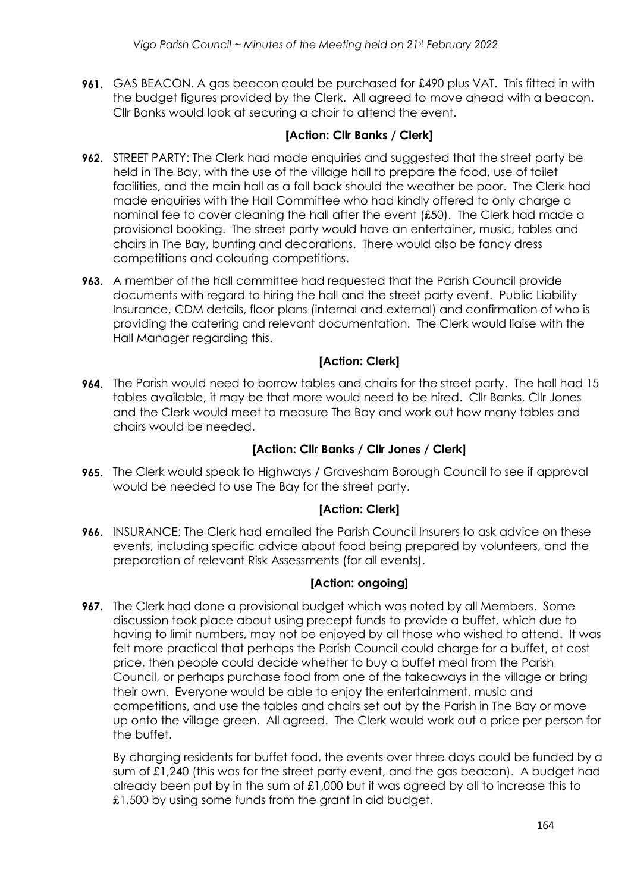**961.** GAS BEACON. A gas beacon could be purchased for £490 plus VAT. This fitted in with the budget figures provided by the Clerk. All agreed to move ahead with a beacon. Cllr Banks would look at securing a choir to attend the event.

**[Action: Cllr Banks / Clerk]**

**962.** STREET PARTY: The Clerk had made enquiries and suggested that the street party be held in The Bay, with the use of the village hall to prepare the food, use of toilet facilities, and the main hall as a fall back should the weather be poor. The Clerk had made enquiries with the Hall Committee who had kindly offered to only charge a nominal fee to cover cleaning the hall after the event (£50). The Clerk had made a provisional booking. The street party would have an entertainer, music, tables and chairs in The Bay, bunting and decorations. There would also be fancy dress competitions and colouring competitions.

**963.** A member of the hall committee had requested that the Parish Council provide documents with regard to hiring the hall and the street party event. Public Liability Insurance, CDM details, floor plans (internal and external) and confirmation of who is providing the catering and relevant documentation. The Clerk would liaise with the Hall Manager regarding this.

**[Action: Clerk]**

**964.** The Parish would need to borrow tables and chairs for the street party. The hall had 15 tables available, it may be that more would need to be hired. Cllr Banks, Cllr Jones and the Clerk would meet to measure The Bay and work out how many tables and chairs would be needed.

**[Action: Cllr Banks / Cllr Jones / Clerk]**

**965.** The Clerk would speak to Highways / Gravesham Borough Council to see if approval would be needed to use The Bay for the street party.

**[Action: Clerk]**

**966.** INSURANCE: The Clerk had emailed the Parish Council Insurers to ask advice on these events, including specific advice about food being prepared by volunteers, and the preparation of relevant Risk Assessments (for all events).

**[Action: ongoing]**

**967.** The Clerk had done a provisional budget which was noted by all Members. Some discussion took place about using precept funds to provide a buffet, which due to having to limit numbers, may not be enjoyed by all those who wished to attend. It was felt more practical that perhaps the Parish Council could charge for a buffet, at cost price, then people could decide whether to buy a buffet meal from the Parish Council, or perhaps purchase food from one of the takeaways in the village or bring their own. Everyone would be able to enjoy the entertainment, music and competitions, and use the tables and chairs set out by the Parish in The Bay or move up onto the village green. All agreed. The Clerk would work out a price per person for the buffet.

By charging residents for buffet food, the events over three days could be funded by a sum of £1,240 (this was for the street party event, and the gas beacon). A budget had already been put by in the sum of £1,000 but it was agreed by all to increase this to £1,500 by using some funds from the grant in aid budget.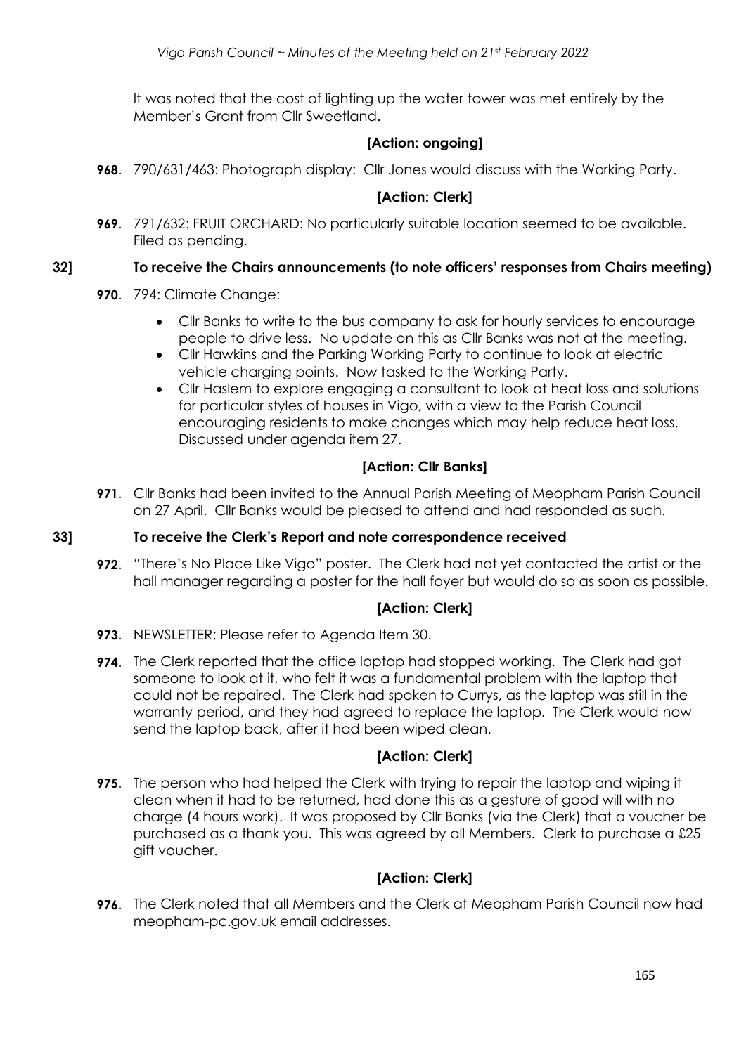It was noted that the cost of lighting up the water tower was met entirely by the Member's Grant from Cllr Sweetland.

**[Action: ongoing]**

**968.** 790/631/463: Photograph display: Cllr Jones would discuss with the Working Party.

**[Action: Clerk]**

**969.** 791/632: FRUIT ORCHARD: No particularly suitable location seemed to be available. Filed as pending.

**32] To receive the Chairs announcements (to note officers' responses from Chairs meeting)**

**970.** 794: Climate Change:

- Cllr Banks to write to the bus company to ask for hourly services to encourage people to drive less. No update on this as Cllr Banks was not at the meeting.
- Cllr Hawkins and the Parking Working Party to continue to look at electric vehicle charging points. Now tasked to the Working Party.
- Cllr Haslem to explore engaging a consultant to look at heat loss and solutions for particular styles of houses in Vigo, with a view to the Parish Council encouraging residents to make changes which may help reduce heat loss. Discussed under agenda item 27.

**[Action: Cllr Banks]**

**971.** Cllr Banks had been invited to the Annual Parish Meeting of Meopham Parish Council on 27 April. Cllr Banks would be pleased to attend and had responded as such.

**33] To receive the Clerk's Report and note correspondence received**

**972.** "There's No Place Like Vigo" poster. The Clerk had not yet contacted the artist or the hall manager regarding a poster for the hall foyer but would do so as soon as possible.

**[Action: Clerk]**

**973.** NEWSLETTER: Please refer to Agenda Item 30.

**974.** The Clerk reported that the office laptop had stopped working. The Clerk had got someone to look at it, who felt it was a fundamental problem with the laptop that could not be repaired. The Clerk had spoken to Currys, as the laptop was still in the warranty period, and they had agreed to replace the laptop. The Clerk would now send the laptop back, after it had been wiped clean.

**[Action: Clerk]**

**975.** The person who had helped the Clerk with trying to repair the laptop and wiping it clean when it had to be returned, had done this as a gesture of good will with no charge (4 hours work). It was proposed by Cllr Banks (via the Clerk) that a voucher be purchased as a thank you. This was agreed by all Members. Clerk to purchase a £25 gift voucher.

**[Action: Clerk]**

**976.** The Clerk noted that all Members and the Clerk at Meopham Parish Council now had meopham-pc.gov.uk email addresses.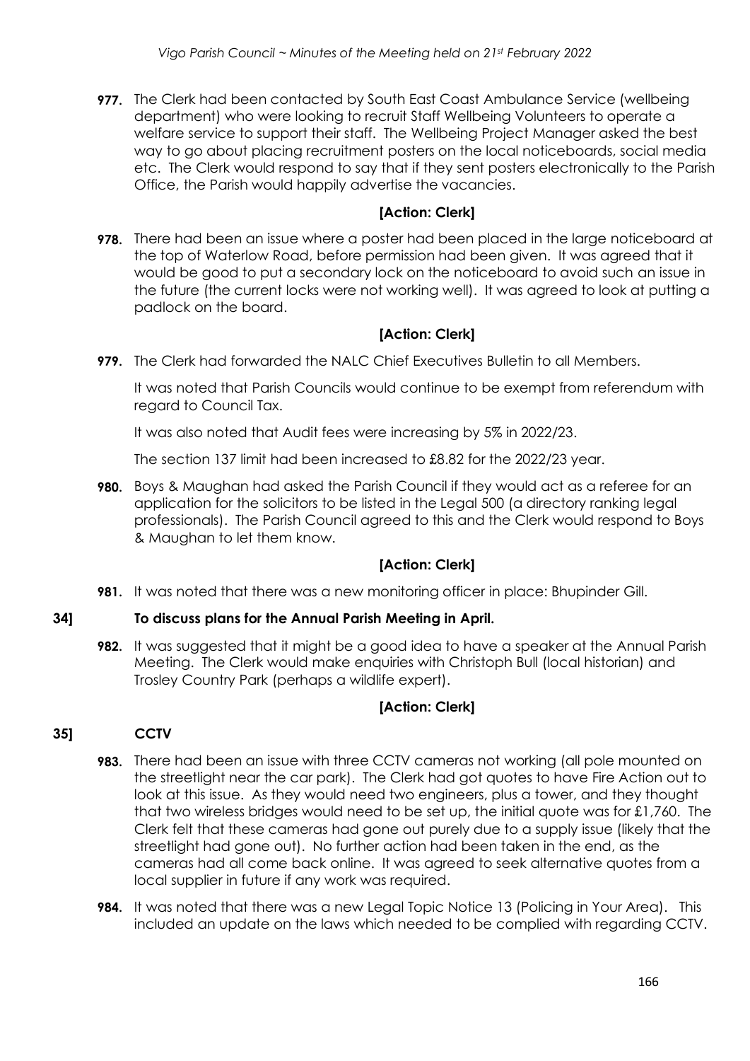**977.** The Clerk had been contacted by South East Coast Ambulance Service (wellbeing department) who were looking to recruit Staff Wellbeing Volunteers to operate a welfare service to support their staff. The Wellbeing Project Manager asked the best way to go about placing recruitment posters on the local noticeboards, social media etc. The Clerk would respond to say that if they sent posters electronically to the Parish Office, the Parish would happily advertise the vacancies.

**[Action: Clerk]**

**978.** There had been an issue where a poster had been placed in the large noticeboard at the top of Waterlow Road, before permission had been given. It was agreed that it would be good to put a secondary lock on the noticeboard to avoid such an issue in the future (the current locks were not working well). It was agreed to look at putting a padlock on the board.

**[Action: Clerk]**

**979.** The Clerk had forwarded the NALC Chief Executives Bulletin to all Members.

It was noted that Parish Councils would continue to be exempt from referendum with regard to Council Tax.

It was also noted that Audit fees were increasing by 5% in 2022/23.

The section 137 limit had been increased to £8.82 for the 2022/23 year.

**980.** Boys & Maughan had asked the Parish Council if they would act as a referee for an application for the solicitors to be listed in the Legal 500 (a directory ranking legal professionals). The Parish Council agreed to this and the Clerk would respond to Boys & Maughan to let them know.

**[Action: Clerk]**

**981.** It was noted that there was a new monitoring officer in place: Bhupinder Gill.

## 34] To discuss plans for the Annual Parish Meeting in April.

**982.** It was suggested that it might be a good idea to have a speaker at the Annual Parish Meeting. The Clerk would make enquiries with Christoph Bull (local historian) and Trosley Country Park (perhaps a wildlife expert).

**[Action: Clerk]**

## 35] CCTV

**983.** There had been an issue with three CCTV cameras not working (all pole mounted on the streetlight near the car park). The Clerk had got quotes to have Fire Action out to look at this issue. As they would need two engineers, plus a tower, and they thought that two wireless bridges would need to be set up, the initial quote was for £1,760. The Clerk felt that these cameras had gone out purely due to a supply issue (likely that the streetlight had gone out). No further action had been taken in the end, as the cameras had all come back online. It was agreed to seek alternative quotes from a local supplier in future if any work was required.

**984.** It was noted that there was a new Legal Topic Notice 13 (Policing in Your Area). This included an update on the laws which needed to be complied with regarding CCTV.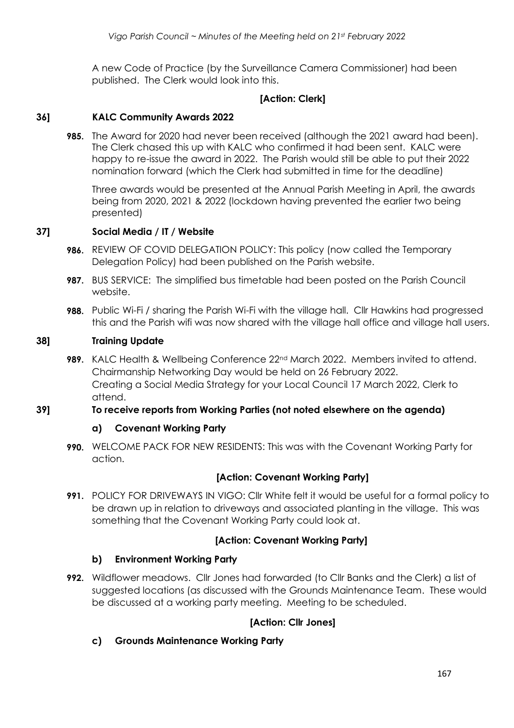A new Code of Practice (by the Surveillance Camera Commissioner) had been published. The Clerk would look into this.

**[Action: Clerk]**

## 36] KALC Community Awards 2022

**985.** The Award for 2020 had never been received (although the 2021 award had been). The Clerk chased this up with KALC who confirmed it had been sent. KALC were happy to re-issue the award in 2022. The Parish would still be able to put their 2022 nomination forward (which the Clerk had submitted in time for the deadline)

Three awards would be presented at the Annual Parish Meeting in April, the awards being from 2020, 2021 & 2022 (lockdown having prevented the earlier two being presented)

## 37] Social Media / IT / Website

**986.** REVIEW OF COVID DELEGATION POLICY: This policy (now called the Temporary Delegation Policy) had been published on the Parish website.

**987.** BUS SERVICE: The simplified bus timetable had been posted on the Parish Council website.

**988.** Public Wi-Fi / sharing the Parish Wi-Fi with the village hall. Cllr Hawkins had progressed this and the Parish wifi was now shared with the village hall office and village hall users.

## 38] Training Update

**989.** KALC Health & Wellbeing Conference 22nd March 2022. Members invited to attend. Chairmanship Networking Day would be held on 26 February 2022. Creating a Social Media Strategy for your Local Council 17 March 2022, Clerk to attend.

## 39] To receive reports from Working Parties (not noted elsewhere on the agenda)

### a) Covenant Working Party

**990.** WELCOME PACK FOR NEW RESIDENTS: This was with the Covenant Working Party for action.

**[Action: Covenant Working Party]**

**991.** POLICY FOR DRIVEWAYS IN VIGO: Cllr White felt it would be useful for a formal policy to be drawn up in relation to driveways and associated planting in the village. This was something that the Covenant Working Party could look at.

**[Action: Covenant Working Party]**

### b) Environment Working Party

**992.** Wildflower meadows. Cllr Jones had forwarded (to Cllr Banks and the Clerk) a list of suggested locations (as discussed with the Grounds Maintenance Team. These would be discussed at a working party meeting. Meeting to be scheduled.

**[Action: Cllr Jones]**

### c) Grounds Maintenance Working Party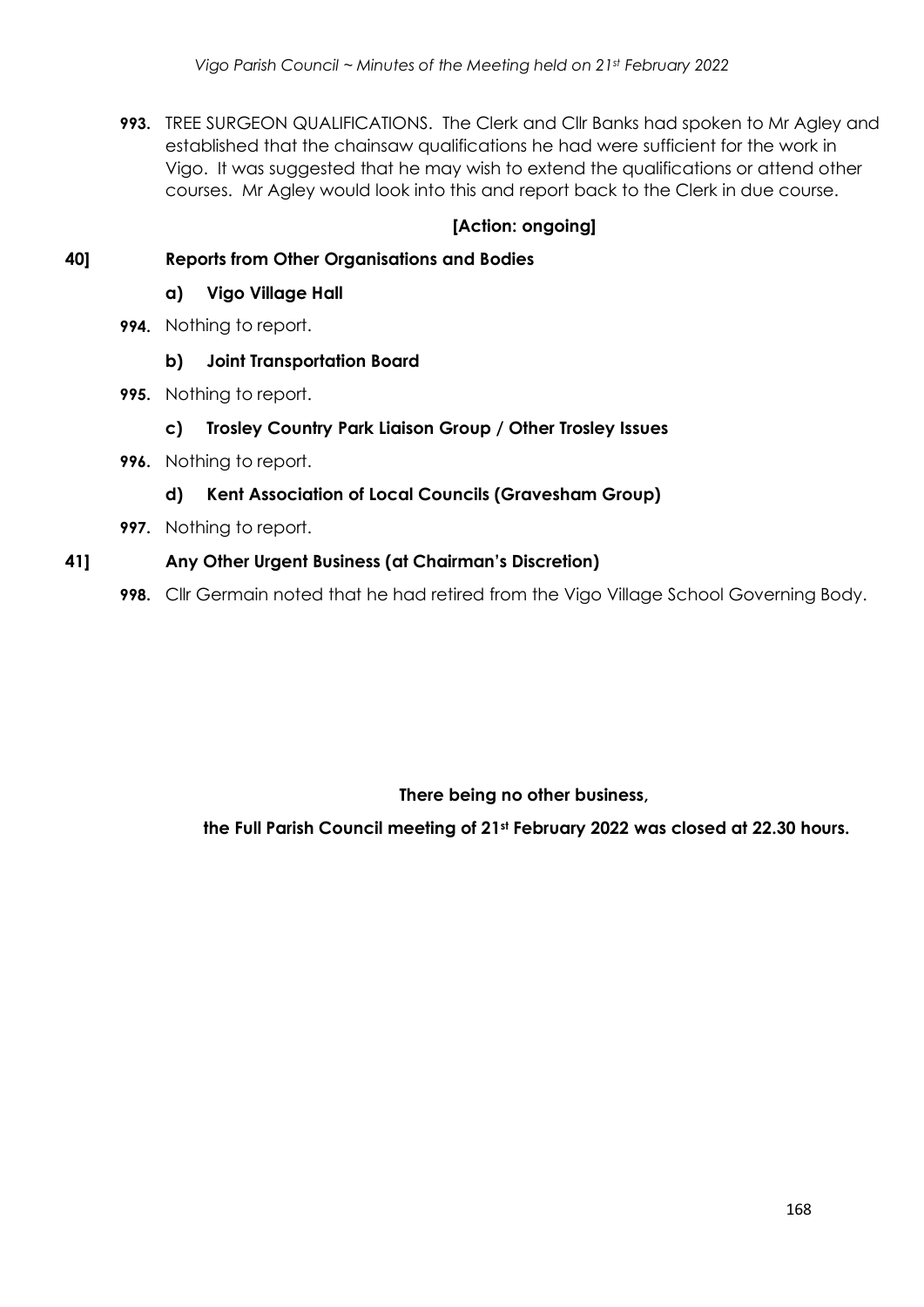**993.** TREE SURGEON QUALIFICATIONS. The Clerk and Cllr Banks had spoken to Mr Agley and established that the chainsaw qualifications he had were sufficient for the work in Vigo. It was suggested that he may wish to extend the qualifications or attend other courses. Mr Agley would look into this and report back to the Clerk in due course.

**[Action: ongoing]**

## 40] Reports from Other Organisations and Bodies

### a) Vigo Village Hall

**994.** Nothing to report.

### b) Joint Transportation Board

**995.** Nothing to report.

### c) Trosley Country Park Liaison Group / Other Trosley Issues

**996.** Nothing to report.

### d) Kent Association of Local Councils (Gravesham Group)

**997.** Nothing to report.

## 41] Any Other Urgent Business (at Chairman's Discretion)

**998.** Cllr Germain noted that he had retired from the Vigo Village School Governing Body.

**There being no other business,**

**the Full Parish Council meeting of 21st February 2022 was closed at 22.30 hours.**